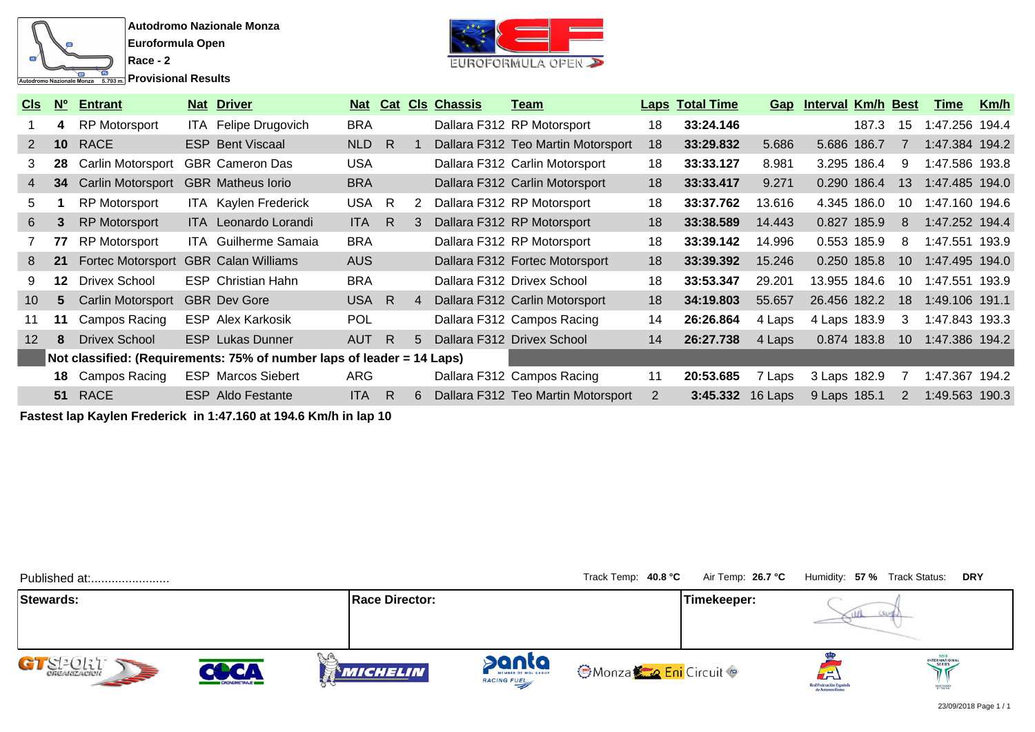**Autodromo Nazionale Monza**

**Euroformula Open**

**Race - 2**

**Provisional Results**

| Cls | Nº | Entrant | Nat | Driver | Nat | Cat | Cls | Chassis | Team | Laps | Total Time | Gap | Interval | Km/h | Best | Time | Km/h |
|---|---|---|---|---|---|---|---|---|---|---|---|---|---|---|---|---|---|
| 1 | **4** | RP Motorsport | ITA | Felipe Drugovich | BRA | | | Dallara F312 | RP Motorsport | 18 | **33:24.146** | | | 187.3 | 15 | 1:47.256 | 194.4 |
| 2 | **10** | RACE | ESP | Bent Viscaal | NLD | R | 1 | Dallara F312 | Teo Martin Motorsport | 18 | **33:29.832** | 5.686 | 5.686 | 186.7 | 7 | 1:47.384 | 194.2 |
| 3 | **28** | Carlin Motorsport | GBR | Cameron Das | USA | | | Dallara F312 | Carlin Motorsport | 18 | **33:33.127** | 8.981 | 3.295 | 186.4 | 9 | 1:47.586 | 193.8 |
| 4 | **34** | Carlin Motorsport | GBR | Matheus Iorio | BRA | | | Dallara F312 | Carlin Motorsport | 18 | **33:33.417** | 9.271 | 0.290 | 186.4 | 13 | 1:47.485 | 194.0 |
| 5 | **1** | RP Motorsport | ITA | Kaylen Frederick | USA | R | 2 | Dallara F312 | RP Motorsport | 18 | **33:37.762** | 13.616 | 4.345 | 186.0 | 10 | 1:47.160 | 194.6 |
| 6 | **3** | RP Motorsport | ITA | Leonardo Lorandi | ITA | R | 3 | Dallara F312 | RP Motorsport | 18 | **33:38.589** | 14.443 | 0.827 | 185.9 | 8 | 1:47.252 | 194.4 |
| 7 | **77** | RP Motorsport | ITA | Guilherme Samaia | BRA | | | Dallara F312 | RP Motorsport | 18 | **33:39.142** | 14.996 | 0.553 | 185.9 | 8 | 1:47.551 | 193.9 |
| 8 | **21** | Fortec Motorsport | GBR | Calan Williams | AUS | | | Dallara F312 | Fortec Motorsport | 18 | **33:39.392** | 15.246 | 0.250 | 185.8 | 10 | 1:47.495 | 194.0 |
| 9 | **12** | Drivex School | ESP | Christian Hahn | BRA | | | Dallara F312 | Drivex School | 18 | **33:53.347** | 29.201 | 13.955 | 184.6 | 10 | 1:47.551 | 193.9 |
| 10 | **5** | Carlin Motorsport | GBR | Dev Gore | USA | R | 4 | Dallara F312 | Carlin Motorsport | 18 | **34:19.803** | 55.657 | 26.456 | 182.2 | 18 | 1:49.106 | 191.1 |
| 11 | **11** | Campos Racing | ESP | Alex Karkosik | POL | | | Dallara F312 | Campos Racing | 14 | **26:26.864** | 4 Laps | 4 Laps | 183.9 | 3 | 1:47.843 | 193.3 |
| 12 | **8** | Drivex School | ESP | Lukas Dunner | AUT | R | 5 | Dallara F312 | Drivex School | 14 | **26:27.738** | 4 Laps | 0.874 | 183.8 | 10 | 1:47.386 | 194.2 |
| | **Not classified: (Requirements: 75% of number laps of leader = 14 Laps)** | | | | | | | | | | | | | | | | |
| | **18** | Campos Racing | ESP | Marcos Siebert | ARG | | | Dallara F312 | Campos Racing | 11 | **20:53.685** | 7 Laps | 3 Laps | 182.9 | 7 | 1:47.367 | 194.2 |
| | **51** | RACE | ESP | Aldo Festante | ITA | R | 6 | Dallara F312 | Teo Martin Motorsport | 2 | **3:45.332** | 16 Laps | 9 Laps | 185.1 | 2 | 1:49.563 | 190.3 |

**Fastest lap Kaylen Frederick in 1:47.160 at 194.6 Km/h in lap 10**

Published at:......................

Track Temp: **40.8 °C** Air Temp: **26.7 °C** Humidity: **57 %** Track Status: **DRY**

| Stewards: | Race Director: | Timekeeper: |
|---|---|---|
| | | |

23/09/2018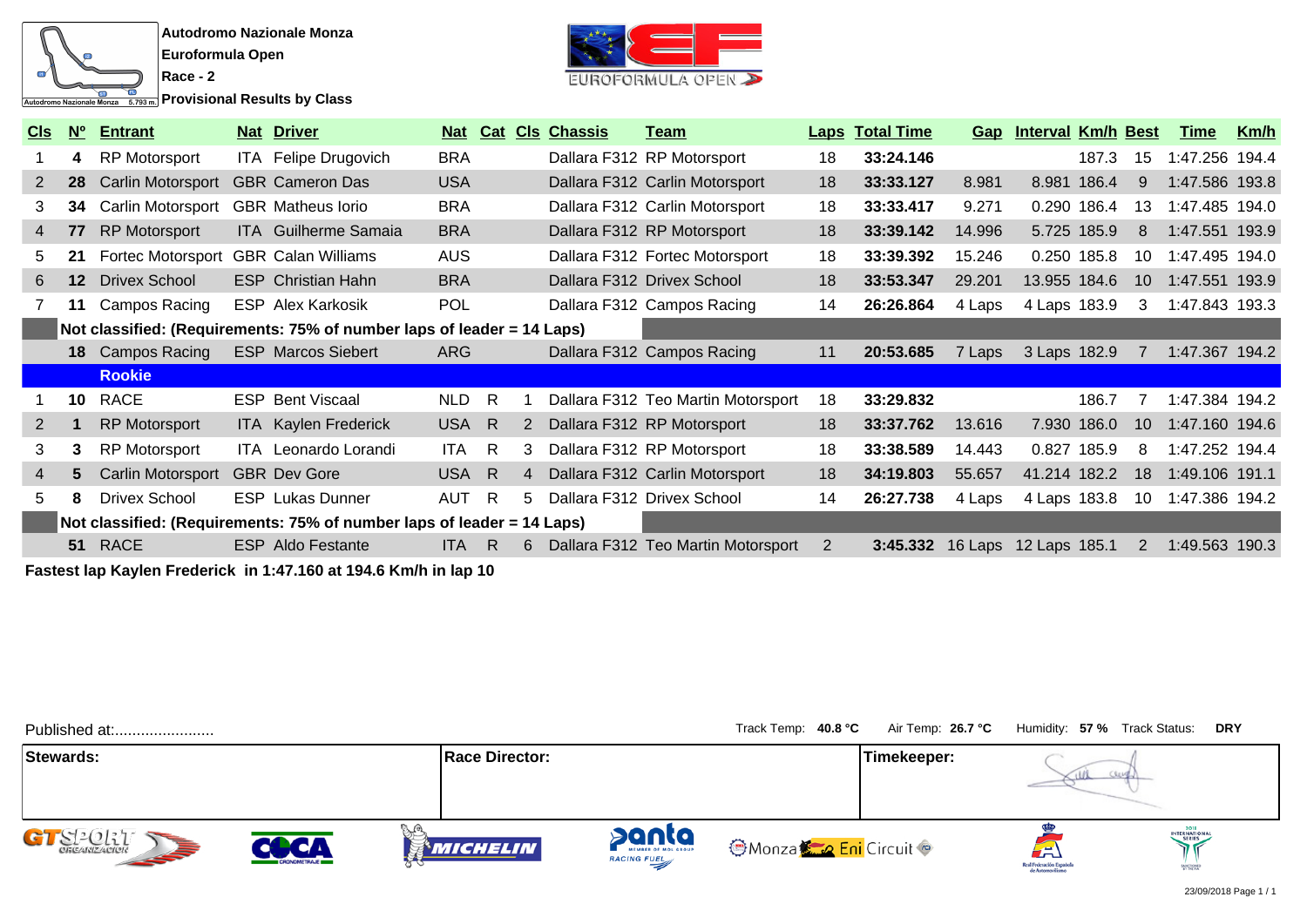**Autodromo Nazionale Monza**
**Euroformula Open**
**Race - 2**
**Provisional Results by Class**

| Cls | Nº | Entrant | Nat | Driver | Nat | Cat | Cls | Chassis | Team | Laps | Total Time | Gap | Interval | Km/h | Best | Time | Km/h |
|---|---|---|---|---|---|---|---|---|---|---|---|---|---|---|---|---|---|
| 1 | **4** | RP Motorsport | ITA | Felipe Drugovich | BRA | | | Dallara F312 | RP Motorsport | 18 | **33:24.146** | | | 187.3 | 15 | 1:47.256 | 194.4 |
| 2 | **28** | Carlin Motorsport | GBR | Cameron Das | USA | | | Dallara F312 | Carlin Motorsport | 18 | **33:33.127** | 8.981 | 8.981 | 186.4 | 9 | 1:47.586 | 193.8 |
| 3 | **34** | Carlin Motorsport | GBR | Matheus Iorio | BRA | | | Dallara F312 | Carlin Motorsport | 18 | **33:33.417** | 9.271 | 0.290 | 186.4 | 13 | 1:47.485 | 194.0 |
| 4 | **77** | RP Motorsport | ITA | Guilherme Samaia | BRA | | | Dallara F312 | RP Motorsport | 18 | **33:39.142** | 14.996 | 5.725 | 185.9 | 8 | 1:47.551 | 193.9 |
| 5 | **21** | Fortec Motorsport | GBR | Calan Williams | AUS | | | Dallara F312 | Fortec Motorsport | 18 | **33:39.392** | 15.246 | 0.250 | 185.8 | 10 | 1:47.495 | 194.0 |
| 6 | **12** | Drivex School | ESP | Christian Hahn | BRA | | | Dallara F312 | Drivex School | 18 | **33:53.347** | 29.201 | 13.955 | 184.6 | 10 | 1:47.551 | 193.9 |
| 7 | **11** | Campos Racing | ESP | Alex Karkosik | POL | | | Dallara F312 | Campos Racing | 14 | **26:26.864** | 4 Laps | 4 Laps | 183.9 | 3 | 1:47.843 | 193.3 |
| | **Not classified: (Requirements: 75% of number laps of leader = 14 Laps)** | | | | | | | | | | | | | | | | |
| | **18** | Campos Racing | ESP | Marcos Siebert | ARG | | | Dallara F312 | Campos Racing | 11 | **20:53.685** | 7 Laps | 3 Laps | 182.9 | 7 | 1:47.367 | 194.2 |
| | **Rookie** | | | | | | | | | | | | | | | | |
| 1 | **10** | RACE | ESP | Bent Viscaal | NLD | R | 1 | Dallara F312 | Teo Martin Motorsport | 18 | **33:29.832** | | | 186.7 | 7 | 1:47.384 | 194.2 |
| 2 | **1** | RP Motorsport | ITA | Kaylen Frederick | USA | R | 2 | Dallara F312 | RP Motorsport | 18 | **33:37.762** | 13.616 | 7.930 | 186.0 | 10 | 1:47.160 | 194.6 |
| 3 | **3** | RP Motorsport | ITA | Leonardo Lorandi | ITA | R | 3 | Dallara F312 | RP Motorsport | 18 | **33:38.589** | 14.443 | 0.827 | 185.9 | 8 | 1:47.252 | 194.4 |
| 4 | **5** | Carlin Motorsport | GBR | Dev Gore | USA | R | 4 | Dallara F312 | Carlin Motorsport | 18 | **34:19.803** | 55.657 | 41.214 | 182.2 | 18 | 1:49.106 | 191.1 |
| 5 | **8** | Drivex School | ESP | Lukas Dunner | AUT | R | 5 | Dallara F312 | Drivex School | 14 | **26:27.738** | 4 Laps | 4 Laps | 183.8 | 10 | 1:47.386 | 194.2 |
| | **Not classified: (Requirements: 75% of number laps of leader = 14 Laps)** | | | | | | | | | | | | | | | | |
| | **51** | RACE | ESP | Aldo Festante | ITA | R | 6 | Dallara F312 | Teo Martin Motorsport | 2 | **3:45.332** | 16 Laps | 12 Laps | 185.1 | 2 | 1:49.563 | 190.3 |

**Fastest lap Kaylen Frederick in 1:47.160 at 194.6 Km/h in lap 10**

Published at:.......................

Track Temp: **40.8 °C** Air Temp: **26.7 °C** Humidity: **57 %** Track Status: **DRY**

| Stewards: | Race Director: | Timekeeper: |
|---|---|---|
| | | |

23/09/2018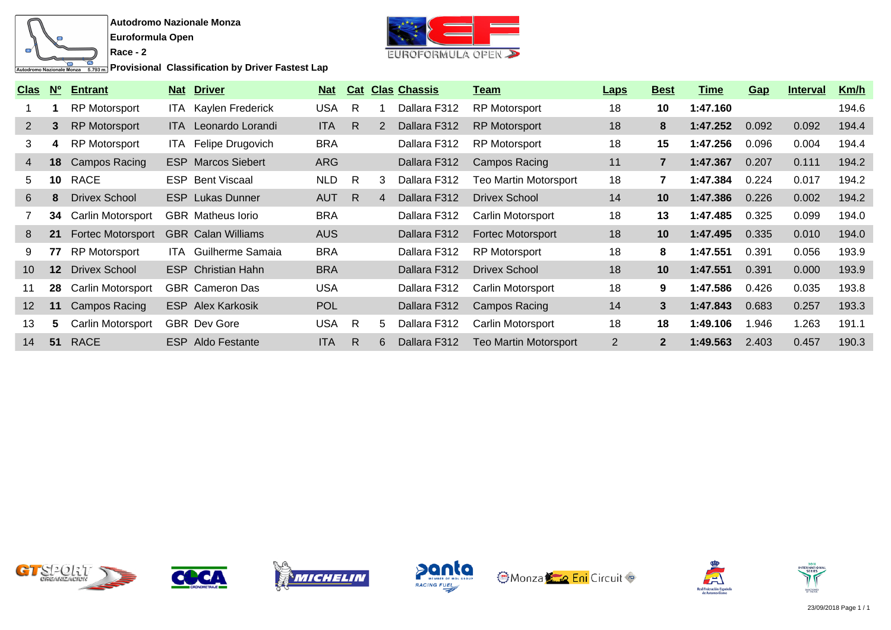**Autodromo Nazionale Monza**

**Euroformula Open**

**Race - 2**

**Provisional Classification by Driver Fastest Lap**

| Clas | Nº | Entrant | Nat | Driver | Nat | Cat | Clas | Chassis | Team | Laps | Best | Time | Gap | Interval | Km/h |
|---|---|---|---|---|---|---|---|---|---|---|---|---|---|---|---|
| 1 | **1** | RP Motorsport | ITA | Kaylen Frederick | USA | R | 1 | Dallara F312 | RP Motorsport | 18 | **10** | **1:47.160** | | | 194.6 |
| 2 | **3** | RP Motorsport | ITA | Leonardo Lorandi | ITA | R | 2 | Dallara F312 | RP Motorsport | 18 | **8** | **1:47.252** | 0.092 | 0.092 | 194.4 |
| 3 | **4** | RP Motorsport | ITA | Felipe Drugovich | BRA | | | Dallara F312 | RP Motorsport | 18 | **15** | **1:47.256** | 0.096 | 0.004 | 194.4 |
| 4 | **18** | Campos Racing | ESP | Marcos Siebert | ARG | | | Dallara F312 | Campos Racing | 11 | **7** | **1:47.367** | 0.207 | 0.111 | 194.2 |
| 5 | **10** | RACE | ESP | Bent Viscaal | NLD | R | 3 | Dallara F312 | Teo Martin Motorsport | 18 | **7** | **1:47.384** | 0.224 | 0.017 | 194.2 |
| 6 | **8** | Drivex School | ESP | Lukas Dunner | AUT | R | 4 | Dallara F312 | Drivex School | 14 | **10** | **1:47.386** | 0.226 | 0.002 | 194.2 |
| 7 | **34** | Carlin Motorsport | GBR | Matheus Iorio | BRA | | | Dallara F312 | Carlin Motorsport | 18 | **13** | **1:47.485** | 0.325 | 0.099 | 194.0 |
| 8 | **21** | Fortec Motorsport | GBR | Calan Williams | AUS | | | Dallara F312 | Fortec Motorsport | 18 | **10** | **1:47.495** | 0.335 | 0.010 | 194.0 |
| 9 | **77** | RP Motorsport | ITA | Guilherme Samaia | BRA | | | Dallara F312 | RP Motorsport | 18 | **8** | **1:47.551** | 0.391 | 0.056 | 193.9 |
| 10 | **12** | Drivex School | ESP | Christian Hahn | BRA | | | Dallara F312 | Drivex School | 18 | **10** | **1:47.551** | 0.391 | 0.000 | 193.9 |
| 11 | **28** | Carlin Motorsport | GBR | Cameron Das | USA | | | Dallara F312 | Carlin Motorsport | 18 | **9** | **1:47.586** | 0.426 | 0.035 | 193.8 |
| 12 | **11** | Campos Racing | ESP | Alex Karkosik | POL | | | Dallara F312 | Campos Racing | 14 | **3** | **1:47.843** | 0.683 | 0.257 | 193.3 |
| 13 | **5** | Carlin Motorsport | GBR | Dev Gore | USA | R | 5 | Dallara F312 | Carlin Motorsport | 18 | **18** | **1:49.106** | 1.946 | 1.263 | 191.1 |
| 14 | **51** | RACE | ESP | Aldo Festante | ITA | R | 6 | Dallara F312 | Teo Martin Motorsport | 2 | **2** | **1:49.563** | 2.403 | 0.457 | 190.3 |

23/09/2018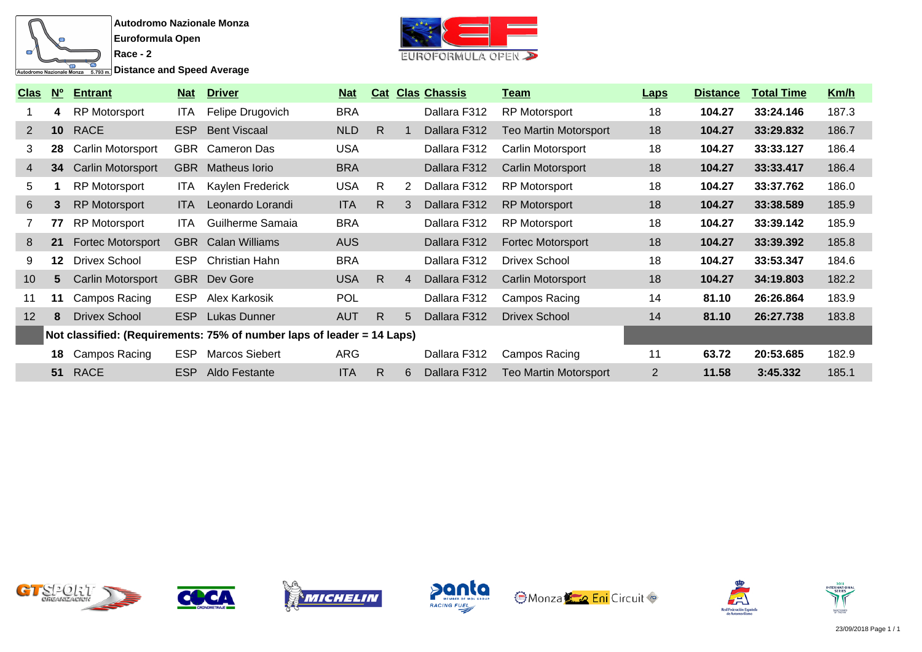**Autodromo Nazionale Monza**

**Euroformula Open**

**Race - 2**

**Distance and Speed Average**

| Clas | Nº | Entrant | Nat | Driver | Nat | Cat | Clas | Chassis | Team | Laps | Distance | Total Time | Km/h |
|---|---|---|---|---|---|---|---|---|---|---|---|---|---|
| 1 | **4** | RP Motorsport | ITA | Felipe Drugovich | BRA | | | Dallara F312 | RP Motorsport | 18 | **104.27** | **33:24.146** | 187.3 |
| 2 | **10** | RACE | ESP | Bent Viscaal | NLD | R | 1 | Dallara F312 | Teo Martin Motorsport | 18 | **104.27** | **33:29.832** | 186.7 |
| 3 | **28** | Carlin Motorsport | GBR | Cameron Das | USA | | | Dallara F312 | Carlin Motorsport | 18 | **104.27** | **33:33.127** | 186.4 |
| 4 | **34** | Carlin Motorsport | GBR | Matheus Iorio | BRA | | | Dallara F312 | Carlin Motorsport | 18 | **104.27** | **33:33.417** | 186.4 |
| 5 | **1** | RP Motorsport | ITA | Kaylen Frederick | USA | R | 2 | Dallara F312 | RP Motorsport | 18 | **104.27** | **33:37.762** | 186.0 |
| 6 | **3** | RP Motorsport | ITA | Leonardo Lorandi | ITA | R | 3 | Dallara F312 | RP Motorsport | 18 | **104.27** | **33:38.589** | 185.9 |
| 7 | **77** | RP Motorsport | ITA | Guilherme Samaia | BRA | | | Dallara F312 | RP Motorsport | 18 | **104.27** | **33:39.142** | 185.9 |
| 8 | **21** | Fortec Motorsport | GBR | Calan Williams | AUS | | | Dallara F312 | Fortec Motorsport | 18 | **104.27** | **33:39.392** | 185.8 |
| 9 | **12** | Drivex School | ESP | Christian Hahn | BRA | | | Dallara F312 | Drivex School | 18 | **104.27** | **33:53.347** | 184.6 |
| 10 | **5** | Carlin Motorsport | GBR | Dev Gore | USA | R | 4 | Dallara F312 | Carlin Motorsport | 18 | **104.27** | **34:19.803** | 182.2 |
| 11 | **11** | Campos Racing | ESP | Alex Karkosik | POL | | | Dallara F312 | Campos Racing | 14 | **81.10** | **26:26.864** | 183.9 |
| 12 | **8** | Drivex School | ESP | Lukas Dunner | AUT | R | 5 | Dallara F312 | Drivex School | 14 | **81.10** | **26:27.738** | 183.8 |
| | **Not classified: (Requirements: 75% of number laps of leader = 14 Laps)** | | | | | | | | | | | | |
| | **18** | Campos Racing | ESP | Marcos Siebert | ARG | | | Dallara F312 | Campos Racing | 11 | **63.72** | **20:53.685** | 182.9 |
| | **51** | RACE | ESP | Aldo Festante | ITA | R | 6 | Dallara F312 | Teo Martin Motorsport | 2 | **11.58** | **3:45.332** | 185.1 |

23/09/2018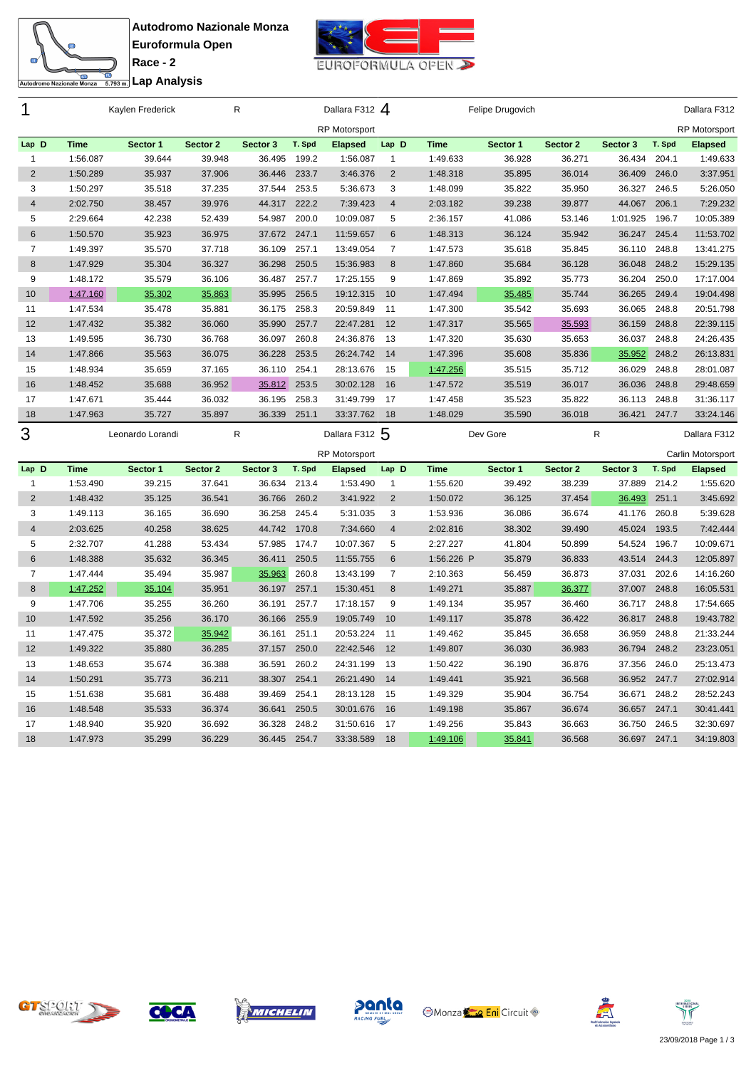**Autodromo Nazionale Monza**
**Euroformula Open**
**Race - 2**
**Lap Analysis**

## 1 Kaylen Frederick R Dallara F312 — RP Motorsport

| Lap | D | Time | Sector 1 | Sector 2 | Sector 3 | T. Spd | Elapsed |
|---|---|---|---|---|---|---|---|
| 1 | | 1:56.087 | 39.644 | 39.948 | 36.495 | 199.2 | 1:56.087 |
| 2 | | 1:50.289 | 35.937 | 37.906 | 36.446 | 233.7 | 3:46.376 |
| 3 | | 1:50.297 | 35.518 | 37.235 | 37.544 | 253.5 | 5:36.673 |
| 4 | | 2:02.750 | 38.457 | 39.976 | 44.317 | 222.2 | 7:39.423 |
| 5 | | 2:29.664 | 42.238 | 52.439 | 54.987 | 200.0 | 10:09.087 |
| 6 | | 1:50.570 | 35.923 | 36.975 | 37.672 | 247.1 | 11:59.657 |
| 7 | | 1:49.397 | 35.570 | 37.718 | 36.109 | 257.1 | 13:49.054 |
| 8 | | 1:47.929 | 35.304 | 36.327 | 36.298 | 250.5 | 15:36.983 |
| 9 | | 1:48.172 | 35.579 | 36.106 | 36.487 | 257.7 | 17:25.155 |
| 10 | | 1:47.160 | 35.302 | 35.863 | 35.995 | 256.5 | 19:12.315 |
| 11 | | 1:47.534 | 35.478 | 35.881 | 36.175 | 258.3 | 20:59.849 |
| 12 | | 1:47.432 | 35.382 | 36.060 | 35.990 | 257.7 | 22:47.281 |
| 13 | | 1:49.595 | 36.730 | 36.768 | 36.097 | 260.8 | 24:36.876 |
| 14 | | 1:47.866 | 35.563 | 36.075 | 36.228 | 253.5 | 26:24.742 |
| 15 | | 1:48.934 | 35.659 | 37.165 | 36.110 | 254.1 | 28:13.676 |
| 16 | | 1:48.452 | 35.688 | 36.952 | 35.812 | 253.5 | 30:02.128 |
| 17 | | 1:47.671 | 35.444 | 36.032 | 36.195 | 258.3 | 31:49.799 |
| 18 | | 1:47.963 | 35.727 | 35.897 | 36.339 | 251.1 | 33:37.762 |

## 4 Felipe Drugovich Dallara F312 — RP Motorsport

| Lap | D | Time | Sector 1 | Sector 2 | Sector 3 | T. Spd | Elapsed |
|---|---|---|---|---|---|---|---|
| 1 | | 1:49.633 | 36.928 | 36.271 | 36.434 | 204.1 | 1:49.633 |
| 2 | | 1:48.318 | 35.895 | 36.014 | 36.409 | 246.0 | 3:37.951 |
| 3 | | 1:48.099 | 35.822 | 35.950 | 36.327 | 246.5 | 5:26.050 |
| 4 | | 2:03.182 | 39.238 | 39.877 | 44.067 | 206.1 | 7:29.232 |
| 5 | | 2:36.157 | 41.086 | 53.146 | 1:01.925 | 196.7 | 10:05.389 |
| 6 | | 1:48.313 | 36.124 | 35.942 | 36.247 | 245.4 | 11:53.702 |
| 7 | | 1:47.573 | 35.618 | 35.845 | 36.110 | 248.8 | 13:41.275 |
| 8 | | 1:47.860 | 35.684 | 36.128 | 36.048 | 248.2 | 15:29.135 |
| 9 | | 1:47.869 | 35.892 | 35.773 | 36.204 | 250.0 | 17:17.004 |
| 10 | | 1:47.494 | 35.485 | 35.744 | 36.265 | 249.4 | 19:04.498 |
| 11 | | 1:47.300 | 35.542 | 35.693 | 36.065 | 248.8 | 20:51.798 |
| 12 | | 1:47.317 | 35.565 | 35.593 | 36.159 | 248.8 | 22:39.115 |
| 13 | | 1:47.320 | 35.630 | 35.653 | 36.037 | 248.8 | 24:26.435 |
| 14 | | 1:47.396 | 35.608 | 35.836 | 35.952 | 248.2 | 26:13.831 |
| 15 | | 1:47.256 | 35.515 | 35.712 | 36.029 | 248.8 | 28:01.087 |
| 16 | | 1:47.572 | 35.519 | 36.017 | 36.036 | 248.8 | 29:48.659 |
| 17 | | 1:47.458 | 35.523 | 35.822 | 36.113 | 248.8 | 31:36.117 |
| 18 | | 1:48.029 | 35.590 | 36.018 | 36.421 | 247.7 | 33:24.146 |

## 3 Leonardo Lorandi R Dallara F312 — RP Motorsport

| Lap | D | Time | Sector 1 | Sector 2 | Sector 3 | T. Spd | Elapsed |
|---|---|---|---|---|---|---|---|
| 1 | | 1:53.490 | 39.215 | 37.641 | 36.634 | 213.4 | 1:53.490 |
| 2 | | 1:48.432 | 35.125 | 36.541 | 36.766 | 260.2 | 3:41.922 |
| 3 | | 1:49.113 | 36.165 | 36.690 | 36.258 | 245.4 | 5:31.035 |
| 4 | | 2:03.625 | 40.258 | 38.625 | 44.742 | 170.8 | 7:34.660 |
| 5 | | 2:32.707 | 41.288 | 53.434 | 57.985 | 174.7 | 10:07.367 |
| 6 | | 1:48.388 | 35.632 | 36.345 | 36.411 | 250.5 | 11:55.755 |
| 7 | | 1:47.444 | 35.494 | 35.987 | 35.963 | 260.8 | 13:43.199 |
| 8 | | 1:47.252 | 35.104 | 35.951 | 36.197 | 257.1 | 15:30.451 |
| 9 | | 1:47.706 | 35.255 | 36.260 | 36.191 | 257.7 | 17:18.157 |
| 10 | | 1:47.592 | 35.256 | 36.170 | 36.166 | 255.9 | 19:05.749 |
| 11 | | 1:47.475 | 35.372 | 35.942 | 36.161 | 251.1 | 20:53.224 |
| 12 | | 1:49.322 | 35.880 | 36.285 | 37.157 | 250.0 | 22:42.546 |
| 13 | | 1:48.653 | 35.674 | 36.388 | 36.591 | 260.2 | 24:31.199 |
| 14 | | 1:50.291 | 35.773 | 36.211 | 38.307 | 254.1 | 26:21.490 |
| 15 | | 1:51.638 | 35.681 | 36.488 | 39.469 | 254.1 | 28:13.128 |
| 16 | | 1:48.548 | 35.533 | 36.374 | 36.641 | 250.5 | 30:01.676 |
| 17 | | 1:48.940 | 35.920 | 36.692 | 36.328 | 248.2 | 31:50.616 |
| 18 | | 1:47.973 | 35.299 | 36.229 | 36.445 | 254.7 | 33:38.589 |

## 5 Dev Gore R Dallara F312 — Carlin Motorsport

| Lap | D | Time | Sector 1 | Sector 2 | Sector 3 | T. Spd | Elapsed |
|---|---|---|---|---|---|---|---|
| 1 | | 1:55.620 | 39.492 | 38.239 | 37.889 | 214.2 | 1:55.620 |
| 2 | | 1:50.072 | 36.125 | 37.454 | 36.493 | 251.1 | 3:45.692 |
| 3 | | 1:53.936 | 36.086 | 36.674 | 41.176 | 260.8 | 5:39.628 |
| 4 | | 2:02.816 | 38.302 | 39.490 | 45.024 | 193.5 | 7:42.444 |
| 5 | | 2:27.227 | 41.804 | 50.899 | 54.524 | 196.7 | 10:09.671 |
| 6 | | 1:56.226 P | 35.879 | 36.833 | 43.514 | 244.3 | 12:05.897 |
| 7 | | 2:10.363 | 56.459 | 36.873 | 37.031 | 202.6 | 14:16.260 |
| 8 | | 1:49.271 | 35.887 | 36.377 | 37.007 | 248.8 | 16:05.531 |
| 9 | | 1:49.134 | 35.957 | 36.460 | 36.717 | 248.8 | 17:54.665 |
| 10 | | 1:49.117 | 35.878 | 36.422 | 36.817 | 248.8 | 19:43.782 |
| 11 | | 1:49.462 | 35.845 | 36.658 | 36.959 | 248.8 | 21:33.244 |
| 12 | | 1:49.807 | 36.030 | 36.983 | 36.794 | 248.2 | 23:23.051 |
| 13 | | 1:50.422 | 36.190 | 36.876 | 37.356 | 246.0 | 25:13.473 |
| 14 | | 1:49.441 | 35.921 | 36.568 | 36.952 | 247.7 | 27:02.914 |
| 15 | | 1:49.329 | 35.904 | 36.754 | 36.671 | 248.2 | 28:52.243 |
| 16 | | 1:49.198 | 35.867 | 36.674 | 36.657 | 247.1 | 30:41.441 |
| 17 | | 1:49.256 | 35.843 | 36.663 | 36.750 | 246.5 | 32:30.697 |
| 18 | | 1:49.106 | 35.841 | 36.568 | 36.697 | 247.1 | 34:19.803 |

23/09/2018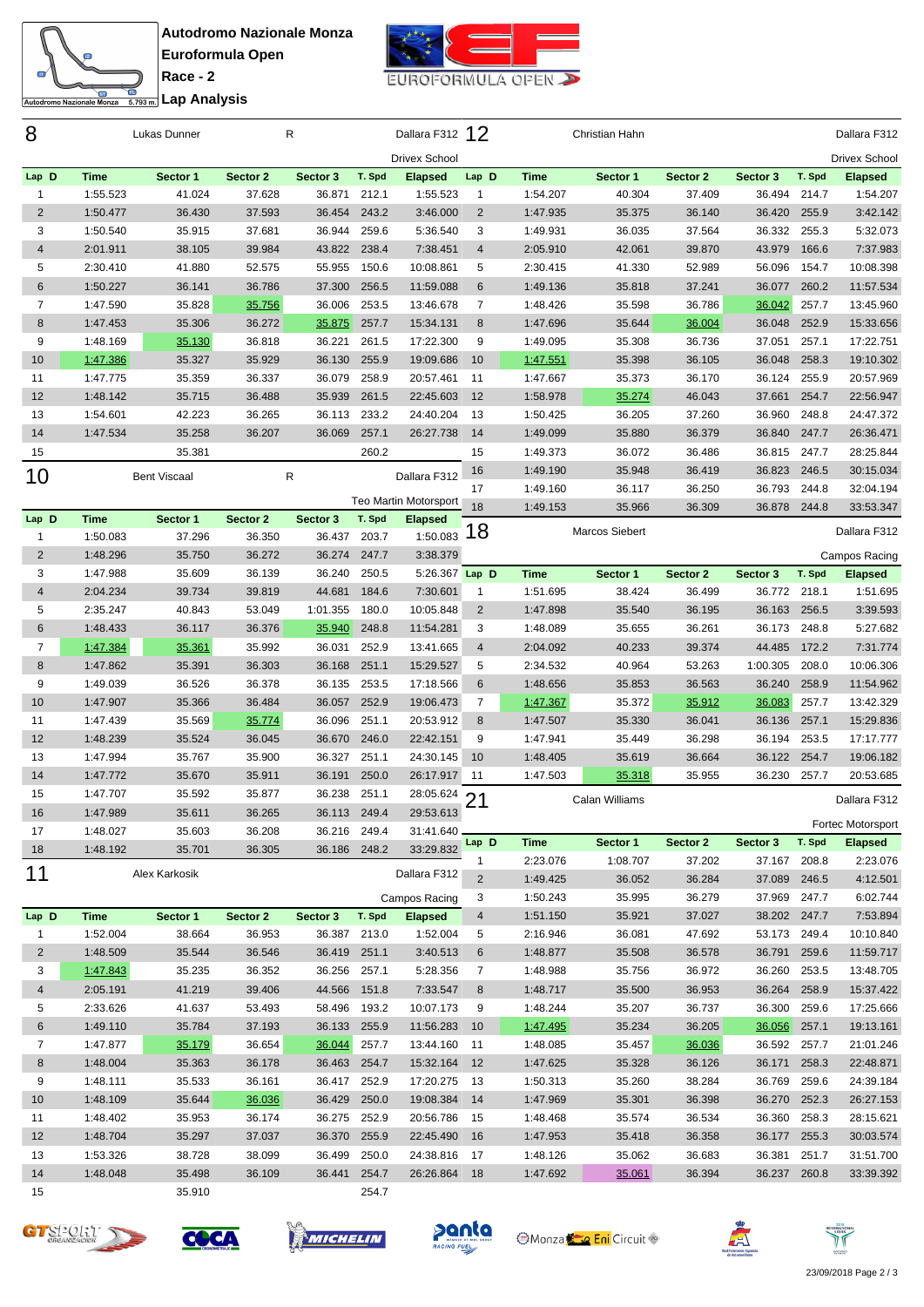**Autodromo Nazionale Monza**
**Euroformula Open**
**Race - 2**
**Lap Analysis**

## 8 Lukas Dunner R — Dallara F312 — Drivex School

| Lap | D | Time | Sector 1 | Sector 2 | Sector 3 | T. Spd | Elapsed |
|---|---|---|---|---|---|---|---|
| 1 | | 1:55.523 | 41.024 | 37.628 | 36.871 | 212.1 | 1:55.523 |
| 2 | | 1:50.477 | 36.430 | 37.593 | 36.454 | 243.2 | 3:46.000 |
| 3 | | 1:50.540 | 35.915 | 37.681 | 36.944 | 259.6 | 5:36.540 |
| 4 | | 2:01.911 | 38.105 | 39.984 | 43.822 | 238.4 | 7:38.451 |
| 5 | | 2:30.410 | 41.880 | 52.575 | 55.955 | 150.6 | 10:08.861 |
| 6 | | 1:50.227 | 36.141 | 36.786 | 37.300 | 256.5 | 11:59.088 |
| 7 | | 1:47.590 | 35.828 | 35.756 | 36.006 | 253.5 | 13:46.678 |
| 8 | | 1:47.453 | 35.306 | 36.272 | 35.875 | 257.7 | 15:34.131 |
| 9 | | 1:48.169 | 35.130 | 36.818 | 36.221 | 261.5 | 17:22.300 |
| 10 | | 1:47.386 | 35.327 | 35.929 | 36.130 | 255.9 | 19:09.686 |
| 11 | | 1:47.775 | 35.359 | 36.337 | 36.079 | 258.9 | 20:57.461 |
| 12 | | 1:48.142 | 35.715 | 36.488 | 35.939 | 261.5 | 22:45.603 |
| 13 | | 1:54.601 | 42.223 | 36.265 | 36.113 | 233.2 | 24:40.204 |
| 14 | | 1:47.534 | 35.258 | 36.207 | 36.069 | 257.1 | 26:27.738 |
| 15 | | | 35.381 | | | 260.2 | |

## 10 Bent Viscaal R — Dallara F312 — Teo Martin Motorsport

| Lap | D | Time | Sector 1 | Sector 2 | Sector 3 | T. Spd | Elapsed |
|---|---|---|---|---|---|---|---|
| 1 | | 1:50.083 | 37.296 | 36.350 | 36.437 | 203.7 | 1:50.083 |
| 2 | | 1:48.296 | 35.750 | 36.272 | 36.274 | 247.7 | 3:38.379 |
| 3 | | 1:47.988 | 35.609 | 36.139 | 36.240 | 250.5 | 5:26.367 |
| 4 | | 2:04.234 | 39.734 | 39.819 | 44.681 | 184.6 | 7:30.601 |
| 5 | | 2:35.247 | 40.843 | 53.049 | 1:01.355 | 180.0 | 10:05.848 |
| 6 | | 1:48.433 | 36.117 | 36.376 | 35.940 | 248.8 | 11:54.281 |
| 7 | | 1:47.384 | 35.361 | 35.992 | 36.031 | 252.9 | 13:41.665 |
| 8 | | 1:47.862 | 35.391 | 36.303 | 36.168 | 251.1 | 15:29.527 |
| 9 | | 1:49.039 | 36.526 | 36.378 | 36.135 | 253.5 | 17:18.566 |
| 10 | | 1:47.907 | 35.366 | 36.484 | 36.057 | 252.9 | 19:06.473 |
| 11 | | 1:47.439 | 35.569 | 35.774 | 36.096 | 251.1 | 20:53.912 |
| 12 | | 1:48.239 | 35.524 | 36.045 | 36.670 | 246.0 | 22:42.151 |
| 13 | | 1:47.994 | 35.767 | 35.900 | 36.327 | 251.1 | 24:30.145 |
| 14 | | 1:47.772 | 35.670 | 35.911 | 36.191 | 250.0 | 26:17.917 |
| 15 | | 1:47.707 | 35.592 | 35.877 | 36.238 | 251.1 | 28:05.624 |
| 16 | | 1:47.989 | 35.611 | 36.265 | 36.113 | 249.4 | 29:53.613 |
| 17 | | 1:48.027 | 35.603 | 36.208 | 36.216 | 249.4 | 31:41.640 |
| 18 | | 1:48.192 | 35.701 | 36.305 | 36.186 | 248.2 | 33:29.832 |

## 11 Alex Karkosik — Dallara F312 — Campos Racing

| Lap | D | Time | Sector 1 | Sector 2 | Sector 3 | T. Spd | Elapsed |
|---|---|---|---|---|---|---|---|
| 1 | | 1:52.004 | 38.664 | 36.953 | 36.387 | 213.0 | 1:52.004 |
| 2 | | 1:48.509 | 35.544 | 36.546 | 36.419 | 251.1 | 3:40.513 |
| 3 | | 1:47.843 | 35.235 | 36.352 | 36.256 | 257.1 | 5:28.356 |
| 4 | | 2:05.191 | 41.219 | 39.406 | 44.566 | 151.8 | 7:33.547 |
| 5 | | 2:33.626 | 41.637 | 53.493 | 58.496 | 193.2 | 10:07.173 |
| 6 | | 1:49.110 | 35.784 | 37.193 | 36.133 | 255.9 | 11:56.283 |
| 7 | | 1:47.877 | 35.179 | 36.654 | 36.044 | 257.7 | 13:44.160 |
| 8 | | 1:48.004 | 35.363 | 36.178 | 36.463 | 254.7 | 15:32.164 |
| 9 | | 1:48.111 | 35.533 | 36.161 | 36.417 | 252.9 | 17:20.275 |
| 10 | | 1:48.109 | 35.644 | 36.036 | 36.429 | 250.0 | 19:08.384 |
| 11 | | 1:48.402 | 35.953 | 36.174 | 36.275 | 252.9 | 20:56.786 |
| 12 | | 1:48.704 | 35.297 | 37.037 | 36.370 | 255.9 | 22:45.490 |
| 13 | | 1:53.326 | 38.728 | 38.099 | 36.499 | 250.0 | 24:38.816 |
| 14 | | 1:48.048 | 35.498 | 36.109 | 36.441 | 254.7 | 26:26.864 |
| 15 | | | 35.910 | | | 254.7 | |

## 12 Christian Hahn — Dallara F312 — Drivex School

| Lap | D | Time | Sector 1 | Sector 2 | Sector 3 | T. Spd | Elapsed |
|---|---|---|---|---|---|---|---|
| 1 | | 1:54.207 | 40.304 | 37.409 | 36.494 | 214.7 | 1:54.207 |
| 2 | | 1:47.935 | 35.375 | 36.140 | 36.420 | 255.9 | 3:42.142 |
| 3 | | 1:49.931 | 36.035 | 37.564 | 36.332 | 255.3 | 5:32.073 |
| 4 | | 2:05.910 | 42.061 | 39.870 | 43.979 | 166.6 | 7:37.983 |
| 5 | | 2:30.415 | 41.330 | 52.989 | 56.096 | 154.7 | 10:08.398 |
| 6 | | 1:49.136 | 35.818 | 37.241 | 36.077 | 260.2 | 11:57.534 |
| 7 | | 1:48.426 | 35.598 | 36.786 | 36.042 | 257.7 | 13:45.960 |
| 8 | | 1:47.696 | 35.644 | 36.004 | 36.048 | 252.9 | 15:33.656 |
| 9 | | 1:49.095 | 35.308 | 36.736 | 37.051 | 257.1 | 17:22.751 |
| 10 | | 1:47.551 | 35.398 | 36.105 | 36.048 | 258.3 | 19:10.302 |
| 11 | | 1:47.667 | 35.373 | 36.170 | 36.124 | 255.9 | 20:57.969 |
| 12 | | 1:58.978 | 35.274 | 46.043 | 37.661 | 254.7 | 22:56.947 |
| 13 | | 1:50.425 | 36.205 | 37.260 | 36.960 | 248.8 | 24:47.372 |
| 14 | | 1:49.099 | 35.880 | 36.379 | 36.840 | 247.7 | 26:36.471 |
| 15 | | 1:49.373 | 36.072 | 36.486 | 36.815 | 247.7 | 28:25.844 |
| 16 | | 1:49.190 | 35.948 | 36.419 | 36.823 | 246.5 | 30:15.034 |
| 17 | | 1:49.160 | 36.117 | 36.250 | 36.793 | 244.8 | 32:04.194 |
| 18 | | 1:49.153 | 35.966 | 36.309 | 36.878 | 244.8 | 33:53.347 |

## 18 Marcos Siebert — Dallara F312 — Campos Racing

| Lap | D | Time | Sector 1 | Sector 2 | Sector 3 | T. Spd | Elapsed |
|---|---|---|---|---|---|---|---|
| 1 | | 1:51.695 | 38.424 | 36.499 | 36.772 | 218.1 | 1:51.695 |
| 2 | | 1:47.898 | 35.540 | 36.195 | 36.163 | 256.5 | 3:39.593 |
| 3 | | 1:48.089 | 35.655 | 36.261 | 36.173 | 248.8 | 5:27.682 |
| 4 | | 2:04.092 | 40.233 | 39.374 | 44.485 | 172.2 | 7:31.774 |
| 5 | | 2:34.532 | 40.964 | 53.263 | 1:00.305 | 208.0 | 10:06.306 |
| 6 | | 1:48.656 | 35.853 | 36.563 | 36.240 | 258.9 | 11:54.962 |
| 7 | | 1:47.367 | 35.372 | 35.912 | 36.083 | 257.7 | 13:42.329 |
| 8 | | 1:47.507 | 35.330 | 36.041 | 36.136 | 257.1 | 15:29.836 |
| 9 | | 1:47.941 | 35.449 | 36.298 | 36.194 | 253.5 | 17:17.777 |
| 10 | | 1:48.405 | 35.619 | 36.664 | 36.122 | 254.7 | 19:06.182 |
| 11 | | 1:47.503 | 35.318 | 35.955 | 36.230 | 257.7 | 20:53.685 |

## 21 Calan Williams — Dallara F312 — Fortec Motorsport

| Lap | D | Time | Sector 1 | Sector 2 | Sector 3 | T. Spd | Elapsed |
|---|---|---|---|---|---|---|---|
| 1 | | 2:23.076 | 1:08.707 | 37.202 | 37.167 | 208.8 | 2:23.076 |
| 2 | | 1:49.425 | 36.052 | 36.284 | 37.089 | 246.5 | 4:12.501 |
| 3 | | 1:50.243 | 35.995 | 36.279 | 37.969 | 247.7 | 6:02.744 |
| 4 | | 1:51.150 | 35.921 | 37.027 | 38.202 | 247.7 | 7:53.894 |
| 5 | | 2:16.946 | 36.081 | 47.692 | 53.173 | 249.4 | 10:10.840 |
| 6 | | 1:48.877 | 35.508 | 36.578 | 36.791 | 259.6 | 11:59.717 |
| 7 | | 1:48.988 | 35.756 | 36.972 | 36.260 | 253.5 | 13:48.705 |
| 8 | | 1:48.717 | 35.500 | 36.953 | 36.264 | 258.9 | 15:37.422 |
| 9 | | 1:48.244 | 35.207 | 36.737 | 36.300 | 259.6 | 17:25.666 |
| 10 | | 1:47.495 | 35.234 | 36.205 | 36.056 | 257.1 | 19:13.161 |
| 11 | | 1:48.085 | 35.457 | 36.036 | 36.592 | 257.7 | 21:01.246 |
| 12 | | 1:47.625 | 35.328 | 36.126 | 36.171 | 258.3 | 22:48.871 |
| 13 | | 1:50.313 | 35.260 | 38.284 | 36.769 | 259.6 | 24:39.184 |
| 14 | | 1:47.969 | 35.301 | 36.398 | 36.270 | 252.3 | 26:27.153 |
| 15 | | 1:48.468 | 35.574 | 36.534 | 36.360 | 258.3 | 28:15.621 |
| 16 | | 1:47.953 | 35.418 | 36.358 | 36.177 | 255.3 | 30:03.574 |
| 17 | | 1:48.126 | 35.062 | 36.683 | 36.381 | 251.7 | 31:51.700 |
| 18 | | 1:47.692 | 35.061 | 36.394 | 36.237 | 260.8 | 33:39.392 |

23/09/2018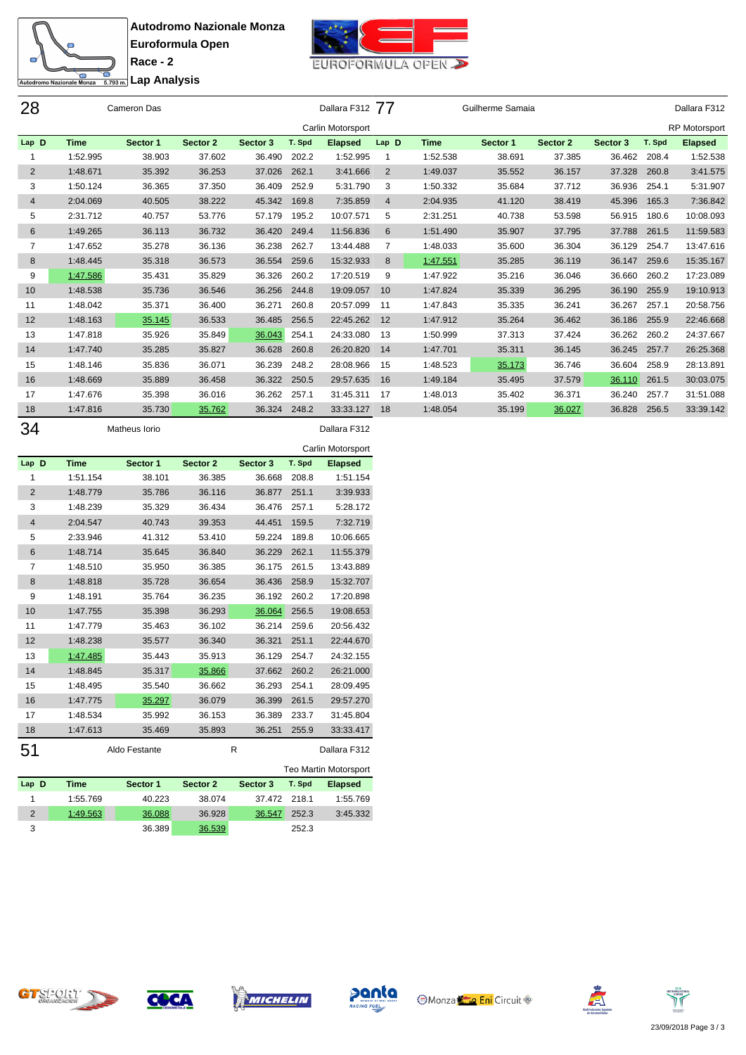**Autodromo Nazionale Monza**
**Euroformula Open**
**Race - 2**
**Lap Analysis**

## 28 Cameron Das — Dallara F312 — Carlin Motorsport

| Lap | D | Time | Sector 1 | Sector 2 | Sector 3 | T. Spd | Elapsed |
|---|---|---|---|---|---|---|---|
| 1 | | 1:52.995 | 38.903 | 37.602 | 36.490 | 202.2 | 1:52.995 |
| 2 | | 1:48.671 | 35.392 | 36.253 | 37.026 | 262.1 | 3:41.666 |
| 3 | | 1:50.124 | 36.365 | 37.350 | 36.409 | 252.9 | 5:31.790 |
| 4 | | 2:04.069 | 40.505 | 38.222 | 45.342 | 169.8 | 7:35.859 |
| 5 | | 2:31.712 | 40.757 | 53.776 | 57.179 | 195.2 | 10:07.571 |
| 6 | | 1:49.265 | 36.113 | 36.732 | 36.420 | 249.4 | 11:56.836 |
| 7 | | 1:47.652 | 35.278 | 36.136 | 36.238 | 262.7 | 13:44.488 |
| 8 | | 1:48.445 | 35.318 | 36.573 | 36.554 | 259.6 | 15:32.933 |
| 9 | | 1:47.586 | 35.431 | 35.829 | 36.326 | 260.2 | 17:20.519 |
| 10 | | 1:48.538 | 35.736 | 36.546 | 36.256 | 244.8 | 19:09.057 |
| 11 | | 1:48.042 | 35.371 | 36.400 | 36.271 | 260.8 | 20:57.099 |
| 12 | | 1:48.163 | 35.145 | 36.533 | 36.485 | 256.5 | 22:45.262 |
| 13 | | 1:47.818 | 35.926 | 35.849 | 36.043 | 254.1 | 24:33.080 |
| 14 | | 1:47.740 | 35.285 | 35.827 | 36.628 | 260.8 | 26:20.820 |
| 15 | | 1:48.146 | 35.836 | 36.071 | 36.239 | 248.2 | 28:08.966 |
| 16 | | 1:48.669 | 35.889 | 36.458 | 36.322 | 250.5 | 29:57.635 |
| 17 | | 1:47.676 | 35.398 | 36.016 | 36.262 | 257.1 | 31:45.311 |
| 18 | | 1:47.816 | 35.730 | 35.762 | 36.324 | 248.2 | 33:33.127 |

## 77 Guilherme Samaia — Dallara F312 — RP Motorsport

| Lap | D | Time | Sector 1 | Sector 2 | Sector 3 | T. Spd | Elapsed |
|---|---|---|---|---|---|---|---|
| 1 | | 1:52.538 | 38.691 | 37.385 | 36.462 | 208.4 | 1:52.538 |
| 2 | | 1:49.037 | 35.552 | 36.157 | 37.328 | 260.8 | 3:41.575 |
| 3 | | 1:50.332 | 35.684 | 37.712 | 36.936 | 254.1 | 5:31.907 |
| 4 | | 2:04.935 | 41.120 | 38.419 | 45.396 | 165.3 | 7:36.842 |
| 5 | | 2:31.251 | 40.738 | 53.598 | 56.915 | 180.6 | 10:08.093 |
| 6 | | 1:51.490 | 35.907 | 37.795 | 37.788 | 261.5 | 11:59.583 |
| 7 | | 1:48.033 | 35.600 | 36.304 | 36.129 | 254.7 | 13:47.616 |
| 8 | | 1:47.551 | 35.285 | 36.119 | 36.147 | 259.6 | 15:35.167 |
| 9 | | 1:47.922 | 35.216 | 36.046 | 36.660 | 260.2 | 17:23.089 |
| 10 | | 1:47.824 | 35.339 | 36.295 | 36.190 | 255.9 | 19:10.913 |
| 11 | | 1:47.843 | 35.335 | 36.241 | 36.267 | 257.1 | 20:58.756 |
| 12 | | 1:47.912 | 35.264 | 36.462 | 36.186 | 255.9 | 22:46.668 |
| 13 | | 1:50.999 | 37.313 | 37.424 | 36.262 | 260.2 | 24:37.667 |
| 14 | | 1:47.701 | 35.311 | 36.145 | 36.245 | 257.7 | 26:25.368 |
| 15 | | 1:48.523 | 35.173 | 36.746 | 36.604 | 258.9 | 28:13.891 |
| 16 | | 1:49.184 | 35.495 | 37.579 | 36.110 | 261.5 | 30:03.075 |
| 17 | | 1:48.013 | 35.402 | 36.371 | 36.240 | 257.7 | 31:51.088 |
| 18 | | 1:48.054 | 35.199 | 36.027 | 36.828 | 256.5 | 33:39.142 |

## 34 Matheus Iorio — Dallara F312 — Carlin Motorsport

| Lap | D | Time | Sector 1 | Sector 2 | Sector 3 | T. Spd | Elapsed |
|---|---|---|---|---|---|---|---|
| 1 | | 1:51.154 | 38.101 | 36.385 | 36.668 | 208.8 | 1:51.154 |
| 2 | | 1:48.779 | 35.786 | 36.116 | 36.877 | 251.1 | 3:39.933 |
| 3 | | 1:48.239 | 35.329 | 36.434 | 36.476 | 257.1 | 5:28.172 |
| 4 | | 2:04.547 | 40.743 | 39.353 | 44.451 | 159.5 | 7:32.719 |
| 5 | | 2:33.946 | 41.312 | 53.410 | 59.224 | 189.8 | 10:06.665 |
| 6 | | 1:48.714 | 35.645 | 36.840 | 36.229 | 262.1 | 11:55.379 |
| 7 | | 1:48.510 | 35.950 | 36.385 | 36.175 | 261.5 | 13:43.889 |
| 8 | | 1:48.818 | 35.728 | 36.654 | 36.436 | 258.9 | 15:32.707 |
| 9 | | 1:48.191 | 35.764 | 36.235 | 36.192 | 260.2 | 17:20.898 |
| 10 | | 1:47.755 | 35.398 | 36.293 | 36.064 | 256.5 | 19:08.653 |
| 11 | | 1:47.779 | 35.463 | 36.102 | 36.214 | 259.6 | 20:56.432 |
| 12 | | 1:48.238 | 35.577 | 36.340 | 36.321 | 251.1 | 22:44.670 |
| 13 | | 1:47.485 | 35.443 | 35.913 | 36.129 | 254.7 | 24:32.155 |
| 14 | | 1:48.845 | 35.317 | 35.866 | 37.662 | 260.2 | 26:21.000 |
| 15 | | 1:48.495 | 35.540 | 36.662 | 36.293 | 254.1 | 28:09.495 |
| 16 | | 1:47.775 | 35.297 | 36.079 | 36.399 | 261.5 | 29:57.270 |
| 17 | | 1:48.534 | 35.992 | 36.153 | 36.389 | 233.7 | 31:45.804 |
| 18 | | 1:47.613 | 35.469 | 35.893 | 36.251 | 255.9 | 33:33.417 |

## 51 Aldo Festante — R — Dallara F312 — Teo Martin Motorsport

| Lap | D | Time | Sector 1 | Sector 2 | Sector 3 | T. Spd | Elapsed |
|---|---|---|---|---|---|---|---|
| 1 | | 1:55.769 | 40.223 | 38.074 | 37.472 | 218.1 | 1:55.769 |
| 2 | | 1:49.563 | 36.088 | 36.928 | 36.547 | 252.3 | 3:45.332 |
| 3 | | | 36.389 | 36.539 | | 252.3 | |

23/09/2018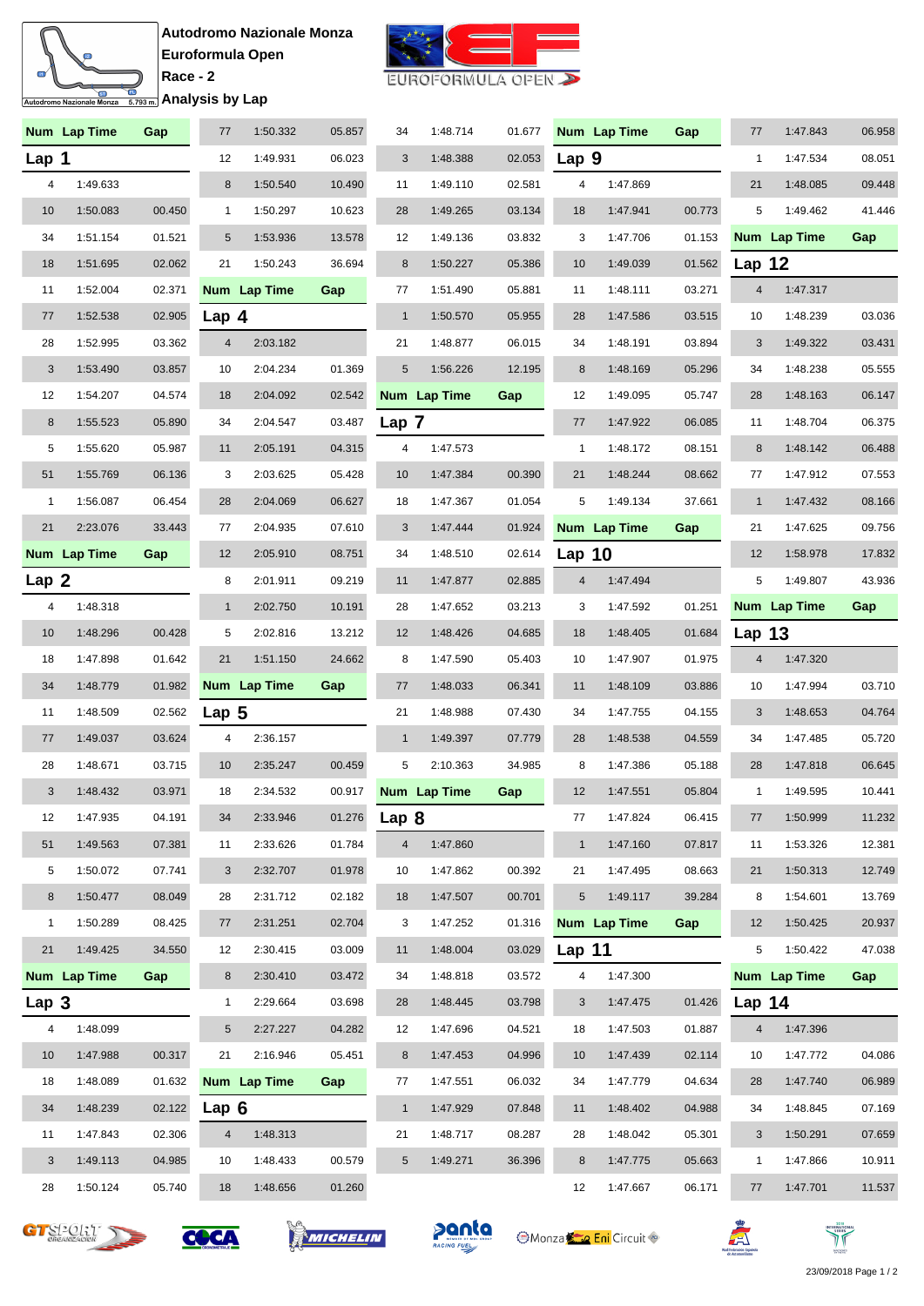**Autodromo Nazionale Monza**
**Euroformula Open**
**Race - 2**
**Analysis by Lap**

## Lap 1

| Num | Lap Time | Gap |
|---|---|---|
| 4 | 1:49.633 | |
| 10 | 1:50.083 | 00.450 |
| 34 | 1:51.154 | 01.521 |
| 18 | 1:51.695 | 02.062 |
| 11 | 1:52.004 | 02.371 |
| 77 | 1:52.538 | 02.905 |
| 28 | 1:52.995 | 03.362 |
| 3 | 1:53.490 | 03.857 |
| 12 | 1:54.207 | 04.574 |
| 8 | 1:55.523 | 05.890 |
| 5 | 1:55.620 | 05.987 |
| 51 | 1:55.769 | 06.136 |
| 1 | 1:56.087 | 06.454 |
| 21 | 2:23.076 | 33.443 |

## Lap 2

| Num | Lap Time | Gap |
|---|---|---|
| 4 | 1:48.318 | |
| 10 | 1:48.296 | 00.428 |
| 18 | 1:47.898 | 01.642 |
| 34 | 1:48.779 | 01.982 |
| 11 | 1:48.509 | 02.562 |
| 77 | 1:49.037 | 03.624 |
| 28 | 1:48.671 | 03.715 |
| 3 | 1:48.432 | 03.971 |
| 12 | 1:47.935 | 04.191 |
| 51 | 1:49.563 | 07.381 |
| 5 | 1:50.072 | 07.741 |
| 8 | 1:50.477 | 08.049 |
| 1 | 1:50.289 | 08.425 |
| 21 | 1:49.425 | 34.550 |

## Lap 3

| Num | Lap Time | Gap |
|---|---|---|
| 4 | 1:48.099 | |
| 10 | 1:47.988 | 00.317 |
| 18 | 1:48.089 | 01.632 |
| 34 | 1:48.239 | 02.122 |
| 11 | 1:47.843 | 02.306 |
| 3 | 1:49.113 | 04.985 |
| 28 | 1:50.124 | 05.740 |
| 77 | 1:50.332 | 05.857 |
| 12 | 1:49.931 | 06.023 |
| 8 | 1:50.540 | 10.490 |
| 1 | 1:50.297 | 10.623 |
| 5 | 1:53.936 | 13.578 |
| 21 | 1:50.243 | 36.694 |

## Lap 4

| Num | Lap Time | Gap |
|---|---|---|
| 4 | 2:03.182 | |
| 10 | 2:04.234 | 01.369 |
| 18 | 2:04.092 | 02.542 |
| 34 | 2:04.547 | 03.487 |
| 11 | 2:05.191 | 04.315 |
| 3 | 2:03.625 | 05.428 |
| 28 | 2:04.069 | 06.627 |
| 77 | 2:04.935 | 07.610 |
| 12 | 2:05.910 | 08.751 |
| 8 | 2:01.911 | 09.219 |
| 1 | 2:02.750 | 10.191 |
| 5 | 2:02.816 | 13.212 |
| 21 | 1:51.150 | 24.662 |

## Lap 5

| Num | Lap Time | Gap |
|---|---|---|
| 4 | 2:36.157 | |
| 10 | 2:35.247 | 00.459 |
| 18 | 2:34.532 | 00.917 |
| 34 | 2:33.946 | 01.276 |
| 11 | 2:33.626 | 01.784 |
| 3 | 2:32.707 | 01.978 |
| 28 | 2:31.712 | 02.182 |
| 77 | 2:31.251 | 02.704 |
| 12 | 2:30.415 | 03.009 |
| 8 | 2:30.410 | 03.472 |
| 1 | 2:29.664 | 03.698 |
| 5 | 2:27.227 | 04.282 |
| 21 | 2:16.946 | 05.451 |

## Lap 6

| Num | Lap Time | Gap |
|---|---|---|
| 4 | 1:48.313 | |
| 10 | 1:48.433 | 00.579 |
| 18 | 1:48.656 | 01.260 |
| 34 | 1:48.714 | 01.677 |
| 3 | 1:48.388 | 02.053 |
| 11 | 1:49.110 | 02.581 |
| 28 | 1:49.265 | 03.134 |
| 12 | 1:49.136 | 03.832 |
| 8 | 1:50.227 | 05.386 |
| 77 | 1:51.490 | 05.881 |
| 1 | 1:50.570 | 05.955 |
| 21 | 1:48.877 | 06.015 |
| 5 | 1:56.226 | 12.195 |

## Lap 7

| Num | Lap Time | Gap |
|---|---|---|
| 4 | 1:47.573 | |
| 10 | 1:47.384 | 00.390 |
| 18 | 1:47.367 | 01.054 |
| 3 | 1:47.444 | 01.924 |
| 34 | 1:48.510 | 02.614 |
| 11 | 1:47.877 | 02.885 |
| 28 | 1:47.652 | 03.213 |
| 12 | 1:48.426 | 04.685 |
| 8 | 1:47.590 | 05.403 |
| 77 | 1:48.033 | 06.341 |
| 21 | 1:48.988 | 07.430 |
| 1 | 1:49.397 | 07.779 |
| 5 | 2:10.363 | 34.985 |

## Lap 8

| Num | Lap Time | Gap |
|---|---|---|
| 4 | 1:47.860 | |
| 10 | 1:47.862 | 00.392 |
| 18 | 1:47.507 | 00.701 |
| 3 | 1:47.252 | 01.316 |
| 11 | 1:48.004 | 03.029 |
| 34 | 1:48.818 | 03.572 |
| 28 | 1:48.445 | 03.798 |
| 12 | 1:47.696 | 04.521 |
| 8 | 1:47.453 | 04.996 |
| 77 | 1:47.551 | 06.032 |
| 1 | 1:47.929 | 07.848 |
| 21 | 1:48.717 | 08.287 |
| 5 | 1:49.271 | 36.396 |

## Lap 9

| Num | Lap Time | Gap |
|---|---|---|
| 4 | 1:47.869 | |
| 18 | 1:47.941 | 00.773 |
| 3 | 1:47.706 | 01.153 |
| 10 | 1:49.039 | 01.562 |
| 11 | 1:48.111 | 03.271 |
| 28 | 1:47.586 | 03.515 |
| 34 | 1:48.191 | 03.894 |
| 8 | 1:48.169 | 05.296 |
| 12 | 1:49.095 | 05.747 |
| 77 | 1:47.922 | 06.085 |
| 1 | 1:48.172 | 08.151 |
| 21 | 1:48.244 | 08.662 |
| 5 | 1:49.134 | 37.661 |

## Lap 10

| Num | Lap Time | Gap |
|---|---|---|
| 4 | 1:47.494 | |
| 3 | 1:47.592 | 01.251 |
| 18 | 1:48.405 | 01.684 |
| 10 | 1:47.907 | 01.975 |
| 11 | 1:48.109 | 03.886 |
| 34 | 1:47.755 | 04.155 |
| 28 | 1:48.538 | 04.559 |
| 8 | 1:47.386 | 05.188 |
| 12 | 1:47.551 | 05.804 |
| 77 | 1:47.824 | 06.415 |
| 1 | 1:47.160 | 07.817 |
| 21 | 1:47.495 | 08.663 |
| 5 | 1:49.117 | 39.284 |

## Lap 11

| Num | Lap Time | Gap |
|---|---|---|
| 4 | 1:47.300 | |
| 3 | 1:47.475 | 01.426 |
| 18 | 1:47.503 | 01.887 |
| 10 | 1:47.439 | 02.114 |
| 34 | 1:47.779 | 04.634 |
| 11 | 1:48.402 | 04.988 |
| 28 | 1:48.042 | 05.301 |
| 8 | 1:47.775 | 05.663 |
| 12 | 1:47.667 | 06.171 |
| 77 | 1:47.843 | 06.958 |
| 1 | 1:47.534 | 08.051 |
| 21 | 1:48.085 | 09.448 |
| 5 | 1:49.462 | 41.446 |

## Lap 12

| Num | Lap Time | Gap |
|---|---|---|
| 4 | 1:47.317 | |
| 10 | 1:48.239 | 03.036 |
| 3 | 1:49.322 | 03.431 |
| 34 | 1:48.238 | 05.555 |
| 28 | 1:48.163 | 06.147 |
| 11 | 1:48.704 | 06.375 |
| 8 | 1:48.142 | 06.488 |
| 77 | 1:47.912 | 07.553 |
| 1 | 1:47.432 | 08.166 |
| 21 | 1:47.625 | 09.756 |
| 12 | 1:58.978 | 17.832 |
| 5 | 1:49.807 | 43.936 |

## Lap 13

| Num | Lap Time | Gap |
|---|---|---|
| 4 | 1:47.320 | |
| 10 | 1:47.994 | 03.710 |
| 3 | 1:48.653 | 04.764 |
| 34 | 1:47.485 | 05.720 |
| 28 | 1:47.818 | 06.645 |
| 1 | 1:49.595 | 10.441 |
| 77 | 1:50.999 | 11.232 |
| 11 | 1:53.326 | 12.381 |
| 21 | 1:50.313 | 12.749 |
| 8 | 1:54.601 | 13.769 |
| 12 | 1:50.425 | 20.937 |
| 5 | 1:50.422 | 47.038 |

## Lap 14

| Num | Lap Time | Gap |
|---|---|---|
| 4 | 1:47.396 | |
| 10 | 1:47.772 | 04.086 |
| 28 | 1:47.740 | 06.989 |
| 34 | 1:48.845 | 07.169 |
| 3 | 1:50.291 | 07.659 |
| 1 | 1:47.866 | 10.911 |
| 77 | 1:47.701 | 11.537 |

23/09/2018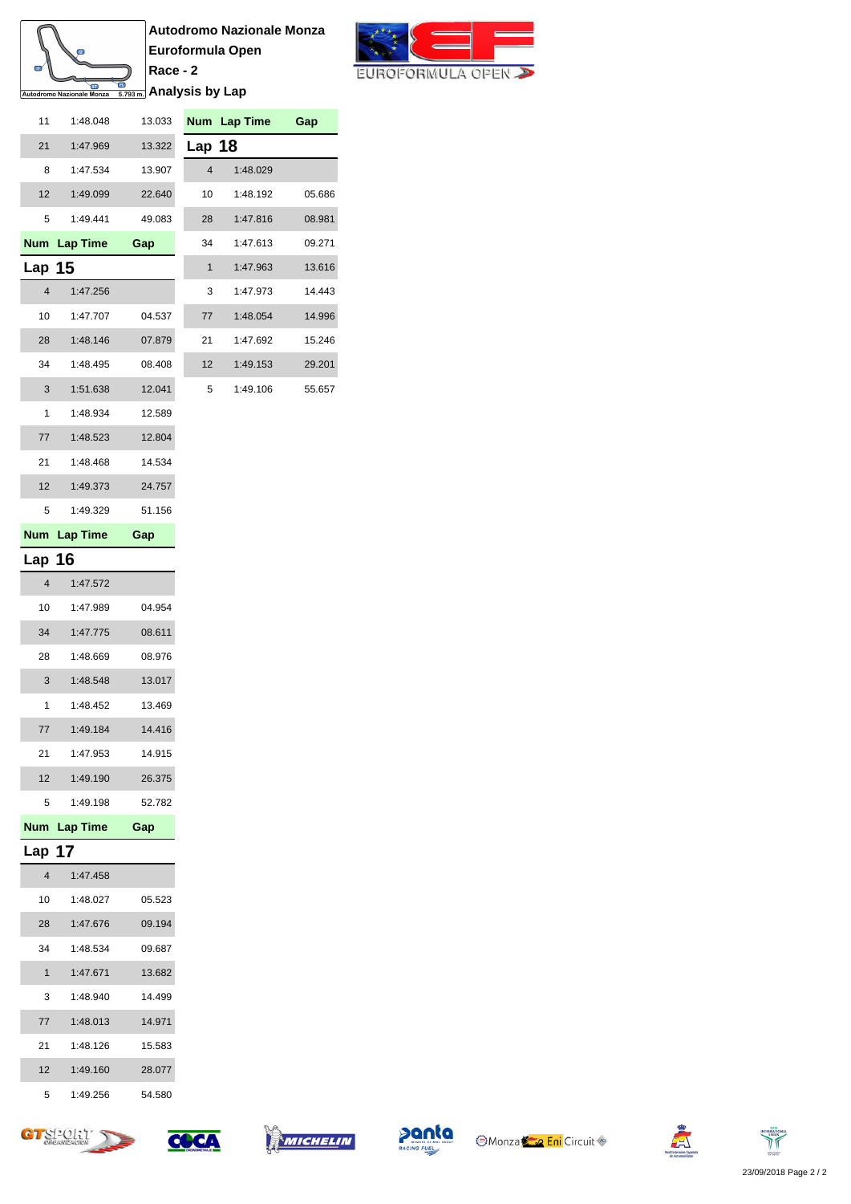**Autodromo Nazionale Monza**
**Euroformula Open**
**Race - 2**
**Analysis by Lap**

| Num | Lap Time | Gap |
|---|---|---|
| 11 | 1:48.048 | 13.033 |
| 21 | 1:47.969 | 13.322 |
| 8 | 1:47.534 | 13.907 |
| 12 | 1:49.099 | 22.640 |
| 5 | 1:49.441 | 49.083 |

## Lap 15

| Num | Lap Time | Gap |
|---|---|---|
| 4 | 1:47.256 | |
| 10 | 1:47.707 | 04.537 |
| 28 | 1:48.146 | 07.879 |
| 34 | 1:48.495 | 08.408 |
| 3 | 1:51.638 | 12.041 |
| 1 | 1:48.934 | 12.589 |
| 77 | 1:48.523 | 12.804 |
| 21 | 1:48.468 | 14.534 |
| 12 | 1:49.373 | 24.757 |
| 5 | 1:49.329 | 51.156 |

## Lap 16

| Num | Lap Time | Gap |
|---|---|---|
| 4 | 1:47.572 | |
| 10 | 1:47.989 | 04.954 |
| 34 | 1:47.775 | 08.611 |
| 28 | 1:48.669 | 08.976 |
| 3 | 1:48.548 | 13.017 |
| 1 | 1:48.452 | 13.469 |
| 77 | 1:49.184 | 14.416 |
| 21 | 1:47.953 | 14.915 |
| 12 | 1:49.190 | 26.375 |
| 5 | 1:49.198 | 52.782 |

## Lap 17

| Num | Lap Time | Gap |
|---|---|---|
| 4 | 1:47.458 | |
| 10 | 1:48.027 | 05.523 |
| 28 | 1:47.676 | 09.194 |
| 34 | 1:48.534 | 09.687 |
| 1 | 1:47.671 | 13.682 |
| 3 | 1:48.940 | 14.499 |
| 77 | 1:48.013 | 14.971 |
| 21 | 1:48.126 | 15.583 |
| 12 | 1:49.160 | 28.077 |
| 5 | 1:49.256 | 54.580 |

## Lap 18

| Num | Lap Time | Gap |
|---|---|---|
| 4 | 1:48.029 | |
| 10 | 1:48.192 | 05.686 |
| 28 | 1:47.816 | 08.981 |
| 34 | 1:47.613 | 09.271 |
| 1 | 1:47.963 | 13.616 |
| 3 | 1:47.973 | 14.443 |
| 77 | 1:48.054 | 14.996 |
| 21 | 1:47.692 | 15.246 |
| 12 | 1:49.153 | 29.201 |
| 5 | 1:49.106 | 55.657 |

23/09/2018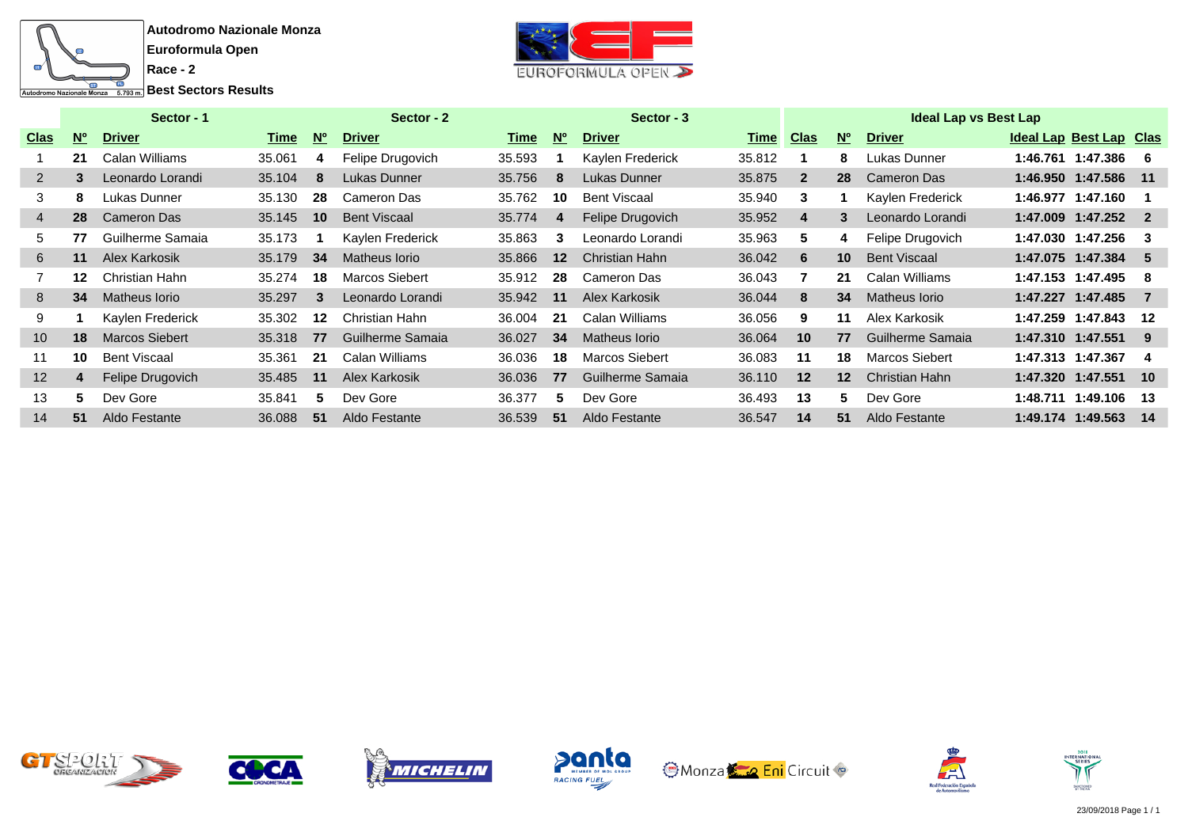**Autodromo Nazionale Monza**
**Euroformula Open**
**Race - 2**
**Best Sectors Results**

| Sector - 1 | | | | Sector - 2 | | | Sector - 3 | | | Ideal Lap vs Best Lap | | | | | |
|---|---|---|---|---|---|---|---|---|---|---|---|---|---|---|---|
| Clas | Nº | Driver | Time | Nº | Driver | Time | Nº | Driver | Time | Clas | Nº | Driver | Ideal Lap | Best Lap | Clas |
| 1 | 21 | Calan Williams | 35.061 | 4 | Felipe Drugovich | 35.593 | 1 | Kaylen Frederick | 35.812 | 1 | 8 | Lukas Dunner | 1:46.761 | 1:47.386 | 6 |
| 2 | 3 | Leonardo Lorandi | 35.104 | 8 | Lukas Dunner | 35.756 | 8 | Lukas Dunner | 35.875 | 2 | 28 | Cameron Das | 1:46.950 | 1:47.586 | 11 |
| 3 | 8 | Lukas Dunner | 35.130 | 28 | Cameron Das | 35.762 | 10 | Bent Viscaal | 35.940 | 3 | 1 | Kaylen Frederick | 1:46.977 | 1:47.160 | 1 |
| 4 | 28 | Cameron Das | 35.145 | 10 | Bent Viscaal | 35.774 | 4 | Felipe Drugovich | 35.952 | 4 | 3 | Leonardo Lorandi | 1:47.009 | 1:47.252 | 2 |
| 5 | 77 | Guilherme Samaia | 35.173 | 1 | Kaylen Frederick | 35.863 | 3 | Leonardo Lorandi | 35.963 | 5 | 4 | Felipe Drugovich | 1:47.030 | 1:47.256 | 3 |
| 6 | 11 | Alex Karkosik | 35.179 | 34 | Matheus Iorio | 35.866 | 12 | Christian Hahn | 36.042 | 6 | 10 | Bent Viscaal | 1:47.075 | 1:47.384 | 5 |
| 7 | 12 | Christian Hahn | 35.274 | 18 | Marcos Siebert | 35.912 | 28 | Cameron Das | 36.043 | 7 | 21 | Calan Williams | 1:47.153 | 1:47.495 | 8 |
| 8 | 34 | Matheus Iorio | 35.297 | 3 | Leonardo Lorandi | 35.942 | 11 | Alex Karkosik | 36.044 | 8 | 34 | Matheus Iorio | 1:47.227 | 1:47.485 | 7 |
| 9 | 1 | Kaylen Frederick | 35.302 | 12 | Christian Hahn | 36.004 | 21 | Calan Williams | 36.056 | 9 | 11 | Alex Karkosik | 1:47.259 | 1:47.843 | 12 |
| 10 | 18 | Marcos Siebert | 35.318 | 77 | Guilherme Samaia | 36.027 | 34 | Matheus Iorio | 36.064 | 10 | 77 | Guilherme Samaia | 1:47.310 | 1:47.551 | 9 |
| 11 | 10 | Bent Viscaal | 35.361 | 21 | Calan Williams | 36.036 | 18 | Marcos Siebert | 36.083 | 11 | 18 | Marcos Siebert | 1:47.313 | 1:47.367 | 4 |
| 12 | 4 | Felipe Drugovich | 35.485 | 11 | Alex Karkosik | 36.036 | 77 | Guilherme Samaia | 36.110 | 12 | 12 | Christian Hahn | 1:47.320 | 1:47.551 | 10 |
| 13 | 5 | Dev Gore | 35.841 | 5 | Dev Gore | 36.377 | 5 | Dev Gore | 36.493 | 13 | 5 | Dev Gore | 1:48.711 | 1:49.106 | 13 |
| 14 | 51 | Aldo Festante | 36.088 | 51 | Aldo Festante | 36.539 | 51 | Aldo Festante | 36.547 | 14 | 51 | Aldo Festante | 1:49.174 | 1:49.563 | 14 |

23/09/2018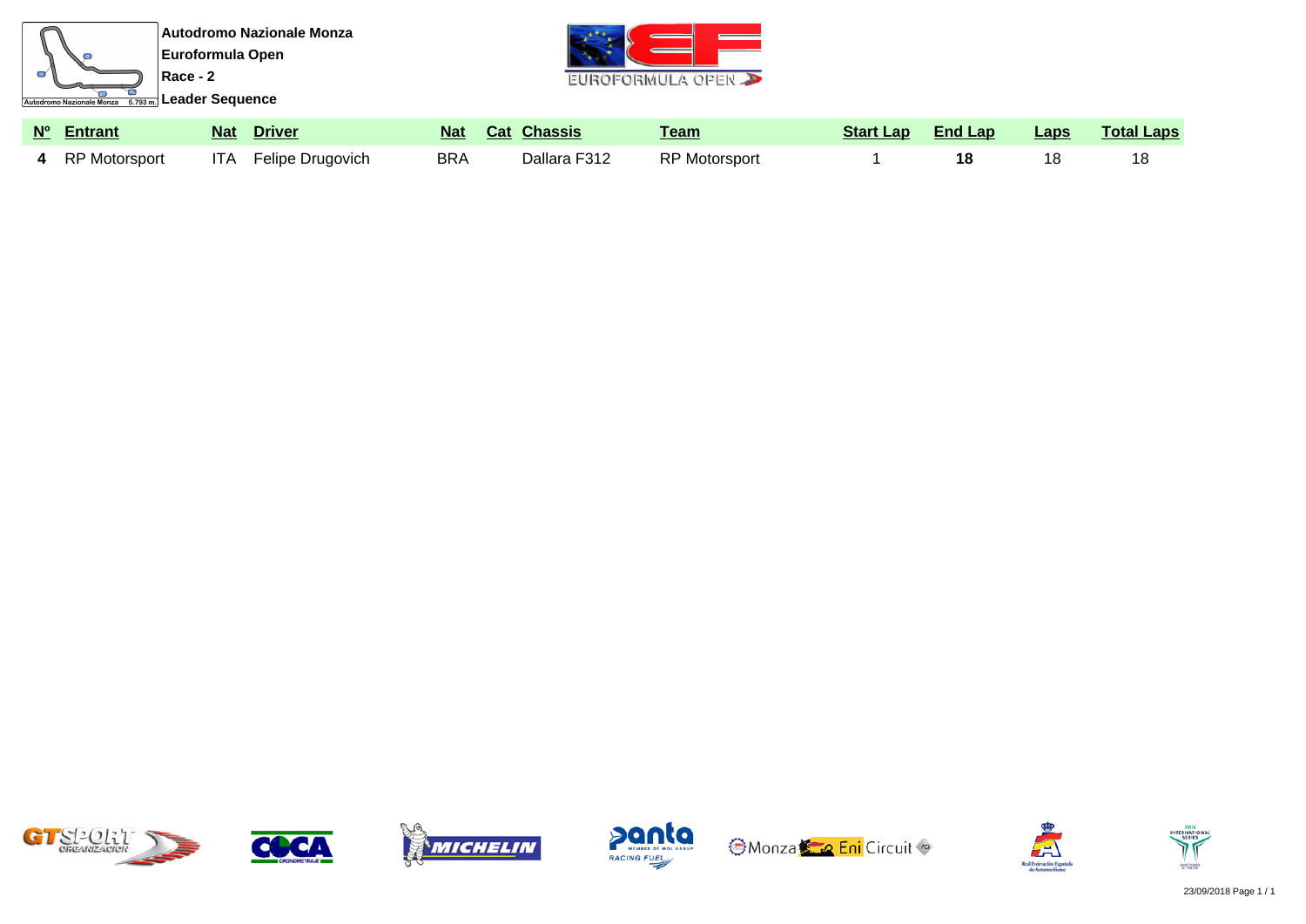**Autodromo Nazionale Monza**

**Euroformula Open**

**Race - 2**

**Leader Sequence**

| Nº | Entrant | Nat | Driver | Nat | Cat | Chassis | Team | Start Lap | End Lap | Laps | Total Laps |
|---|---|---|---|---|---|---|---|---|---|---|---|
| **4** | RP Motorsport | ITA | Felipe Drugovich | BRA | | Dallara F312 | RP Motorsport | 1 | **18** | 18 | 18 |

23/09/2018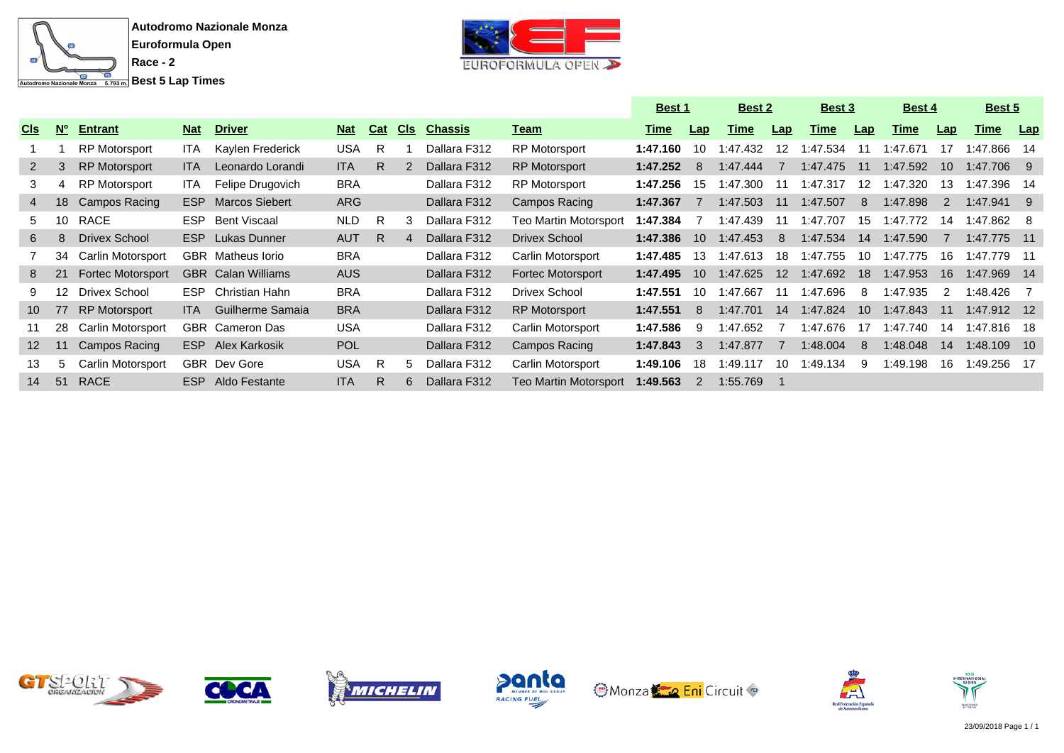**Autodromo Nazionale Monza**
**Euroformula Open**
**Race - 2**
**Best 5 Lap Times**

| | | | | | | | | | | Best 1 | | Best 2 | | Best 3 | | Best 4 | | Best 5 | |
|---|---|---|---|---|---|---|---|---|---|---|---|---|---|---|---|---|---|---|---|
| **Cls** | **Nº** | **Entrant** | **Nat** | **Driver** | **Nat** | **Cat** | **Cls** | **Chassis** | **Team** | **Time** | **Lap** | **Time** | **Lap** | **Time** | **Lap** | **Time** | **Lap** | **Time** | **Lap** |
| 1 | 1 | RP Motorsport | ITA | Kaylen Frederick | USA | R | 1 | Dallara F312 | RP Motorsport | **1:47.160** | 10 | 1:47.432 | 12 | 1:47.534 | 11 | 1:47.671 | 17 | 1:47.866 | 14 |
| 2 | 3 | RP Motorsport | ITA | Leonardo Lorandi | ITA | R | 2 | Dallara F312 | RP Motorsport | **1:47.252** | 8 | 1:47.444 | 7 | 1:47.475 | 11 | 1:47.592 | 10 | 1:47.706 | 9 |
| 3 | 4 | RP Motorsport | ITA | Felipe Drugovich | BRA | | | Dallara F312 | RP Motorsport | **1:47.256** | 15 | 1:47.300 | 11 | 1:47.317 | 12 | 1:47.320 | 13 | 1:47.396 | 14 |
| 4 | 18 | Campos Racing | ESP | Marcos Siebert | ARG | | | Dallara F312 | Campos Racing | **1:47.367** | 7 | 1:47.503 | 11 | 1:47.507 | 8 | 1:47.898 | 2 | 1:47.941 | 9 |
| 5 | 10 | RACE | ESP | Bent Viscaal | NLD | R | 3 | Dallara F312 | Teo Martin Motorsport | **1:47.384** | 7 | 1:47.439 | 11 | 1:47.707 | 15 | 1:47.772 | 14 | 1:47.862 | 8 |
| 6 | 8 | Drivex School | ESP | Lukas Dunner | AUT | R | 4 | Dallara F312 | Drivex School | **1:47.386** | 10 | 1:47.453 | 8 | 1:47.534 | 14 | 1:47.590 | 7 | 1:47.775 | 11 |
| 7 | 34 | Carlin Motorsport | GBR | Matheus Iorio | BRA | | | Dallara F312 | Carlin Motorsport | **1:47.485** | 13 | 1:47.613 | 18 | 1:47.755 | 10 | 1:47.775 | 16 | 1:47.779 | 11 |
| 8 | 21 | Fortec Motorsport | GBR | Calan Williams | AUS | | | Dallara F312 | Fortec Motorsport | **1:47.495** | 10 | 1:47.625 | 12 | 1:47.692 | 18 | 1:47.953 | 16 | 1:47.969 | 14 |
| 9 | 12 | Drivex School | ESP | Christian Hahn | BRA | | | Dallara F312 | Drivex School | **1:47.551** | 10 | 1:47.667 | 11 | 1:47.696 | 8 | 1:47.935 | 2 | 1:48.426 | 7 |
| 10 | 77 | RP Motorsport | ITA | Guilherme Samaia | BRA | | | Dallara F312 | RP Motorsport | **1:47.551** | 8 | 1:47.701 | 14 | 1:47.824 | 10 | 1:47.843 | 11 | 1:47.912 | 12 |
| 11 | 28 | Carlin Motorsport | GBR | Cameron Das | USA | | | Dallara F312 | Carlin Motorsport | **1:47.586** | 9 | 1:47.652 | 7 | 1:47.676 | 17 | 1:47.740 | 14 | 1:47.816 | 18 |
| 12 | 11 | Campos Racing | ESP | Alex Karkosik | POL | | | Dallara F312 | Campos Racing | **1:47.843** | 3 | 1:47.877 | 7 | 1:48.004 | 8 | 1:48.048 | 14 | 1:48.109 | 10 |
| 13 | 5 | Carlin Motorsport | GBR | Dev Gore | USA | R | 5 | Dallara F312 | Carlin Motorsport | **1:49.106** | 18 | 1:49.117 | 10 | 1:49.134 | 9 | 1:49.198 | 16 | 1:49.256 | 17 |
| 14 | 51 | RACE | ESP | Aldo Festante | ITA | R | 6 | Dallara F312 | Teo Martin Motorsport | **1:49.563** | 2 | 1:55.769 | 1 | | | | | | |

23/09/2018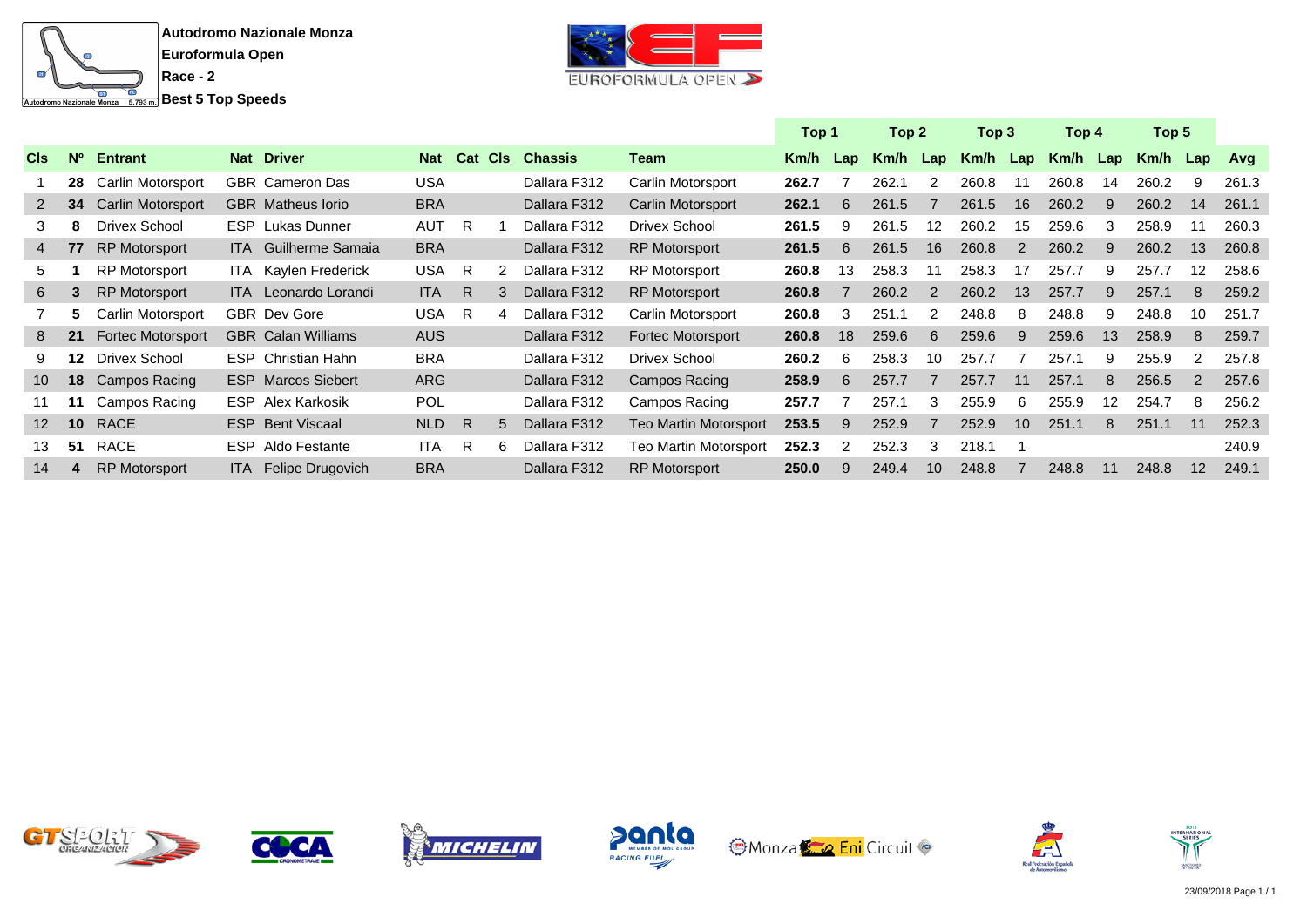**Autodromo Nazionale Monza**

**Euroformula Open**

**Race - 2**

**Best 5 Top Speeds**

| Cls | Nº | Entrant | Nat | Driver | Nat | Cat | Cls | Chassis | Team | Top 1 Km/h | Lap | Top 2 Km/h | Lap | Top 3 Km/h | Lap | Top 4 Km/h | Lap | Top 5 Km/h | Lap | Avg |
|---|---|---|---|---|---|---|---|---|---|---|---|---|---|---|---|---|---|---|---|---|
| 1 | **28** | Carlin Motorsport | GBR | Cameron Das | USA | | | Dallara F312 | Carlin Motorsport | **262.7** | 7 | 262.1 | 2 | 260.8 | 11 | 260.8 | 14 | 260.2 | 9 | 261.3 |
| 2 | **34** | Carlin Motorsport | GBR | Matheus Iorio | BRA | | | Dallara F312 | Carlin Motorsport | **262.1** | 6 | 261.5 | 7 | 261.5 | 16 | 260.2 | 9 | 260.2 | 14 | 261.1 |
| 3 | **8** | Drivex School | ESP | Lukas Dunner | AUT | R | 1 | Dallara F312 | Drivex School | **261.5** | 9 | 261.5 | 12 | 260.2 | 15 | 259.6 | 3 | 258.9 | 11 | 260.3 |
| 4 | **77** | RP Motorsport | ITA | Guilherme Samaia | BRA | | | Dallara F312 | RP Motorsport | **261.5** | 6 | 261.5 | 16 | 260.8 | 2 | 260.2 | 9 | 260.2 | 13 | 260.8 |
| 5 | **1** | RP Motorsport | ITA | Kaylen Frederick | USA | R | 2 | Dallara F312 | RP Motorsport | **260.8** | 13 | 258.3 | 11 | 258.3 | 17 | 257.7 | 9 | 257.7 | 12 | 258.6 |
| 6 | **3** | RP Motorsport | ITA | Leonardo Lorandi | ITA | R | 3 | Dallara F312 | RP Motorsport | **260.8** | 7 | 260.2 | 2 | 260.2 | 13 | 257.7 | 9 | 257.1 | 8 | 259.2 |
| 7 | **5** | Carlin Motorsport | GBR | Dev Gore | USA | R | 4 | Dallara F312 | Carlin Motorsport | **260.8** | 3 | 251.1 | 2 | 248.8 | 8 | 248.8 | 9 | 248.8 | 10 | 251.7 |
| 8 | **21** | Fortec Motorsport | GBR | Calan Williams | AUS | | | Dallara F312 | Fortec Motorsport | **260.8** | 18 | 259.6 | 6 | 259.6 | 9 | 259.6 | 13 | 258.9 | 8 | 259.7 |
| 9 | **12** | Drivex School | ESP | Christian Hahn | BRA | | | Dallara F312 | Drivex School | **260.2** | 6 | 258.3 | 10 | 257.7 | 7 | 257.1 | 9 | 255.9 | 2 | 257.8 |
| 10 | **18** | Campos Racing | ESP | Marcos Siebert | ARG | | | Dallara F312 | Campos Racing | **258.9** | 6 | 257.7 | 7 | 257.7 | 11 | 257.1 | 8 | 256.5 | 2 | 257.6 |
| 11 | **11** | Campos Racing | ESP | Alex Karkosik | POL | | | Dallara F312 | Campos Racing | **257.7** | 7 | 257.1 | 3 | 255.9 | 6 | 255.9 | 12 | 254.7 | 8 | 256.2 |
| 12 | **10** | RACE | ESP | Bent Viscaal | NLD | R | 5 | Dallara F312 | Teo Martin Motorsport | **253.5** | 9 | 252.9 | 7 | 252.9 | 10 | 251.1 | 8 | 251.1 | 11 | 252.3 |
| 13 | **51** | RACE | ESP | Aldo Festante | ITA | R | 6 | Dallara F312 | Teo Martin Motorsport | **252.3** | 2 | 252.3 | 3 | 218.1 | 1 | | | | | 240.9 |
| 14 | **4** | RP Motorsport | ITA | Felipe Drugovich | BRA | | | Dallara F312 | RP Motorsport | **250.0** | 9 | 249.4 | 10 | 248.8 | 7 | 248.8 | 11 | 248.8 | 12 | 249.1 |

23/09/2018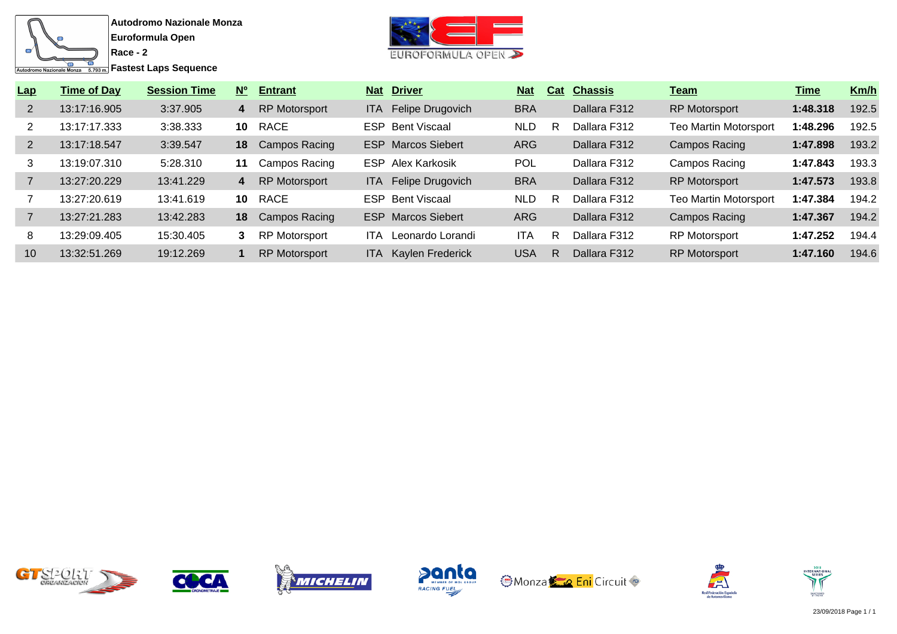**Autodromo Nazionale Monza**

**Euroformula Open**

**Race - 2**

**Fastest Laps Sequence**

| Lap | Time of Day | Session Time | Nº | Entrant | Nat | Driver | Nat | Cat | Chassis | Team | Time | Km/h |
|---|---|---|---|---|---|---|---|---|---|---|---|---|
| 2 | 13:17:16.905 | 3:37.905 | **4** | RP Motorsport | ITA | Felipe Drugovich | BRA | | Dallara F312 | RP Motorsport | **1:48.318** | 192.5 |
| 2 | 13:17:17.333 | 3:38.333 | **10** | RACE | ESP | Bent Viscaal | NLD | R | Dallara F312 | Teo Martin Motorsport | **1:48.296** | 192.5 |
| 2 | 13:17:18.547 | 3:39.547 | **18** | Campos Racing | ESP | Marcos Siebert | ARG | | Dallara F312 | Campos Racing | **1:47.898** | 193.2 |
| 3 | 13:19:07.310 | 5:28.310 | **11** | Campos Racing | ESP | Alex Karkosik | POL | | Dallara F312 | Campos Racing | **1:47.843** | 193.3 |
| 7 | 13:27:20.229 | 13:41.229 | **4** | RP Motorsport | ITA | Felipe Drugovich | BRA | | Dallara F312 | RP Motorsport | **1:47.573** | 193.8 |
| 7 | 13:27:20.619 | 13:41.619 | **10** | RACE | ESP | Bent Viscaal | NLD | R | Dallara F312 | Teo Martin Motorsport | **1:47.384** | 194.2 |
| 7 | 13:27:21.283 | 13:42.283 | **18** | Campos Racing | ESP | Marcos Siebert | ARG | | Dallara F312 | Campos Racing | **1:47.367** | 194.2 |
| 8 | 13:29:09.405 | 15:30.405 | **3** | RP Motorsport | ITA | Leonardo Lorandi | ITA | R | Dallara F312 | RP Motorsport | **1:47.252** | 194.4 |
| 10 | 13:32:51.269 | 19:12.269 | **1** | RP Motorsport | ITA | Kaylen Frederick | USA | R | Dallara F312 | RP Motorsport | **1:47.160** | 194.6 |

23/09/2018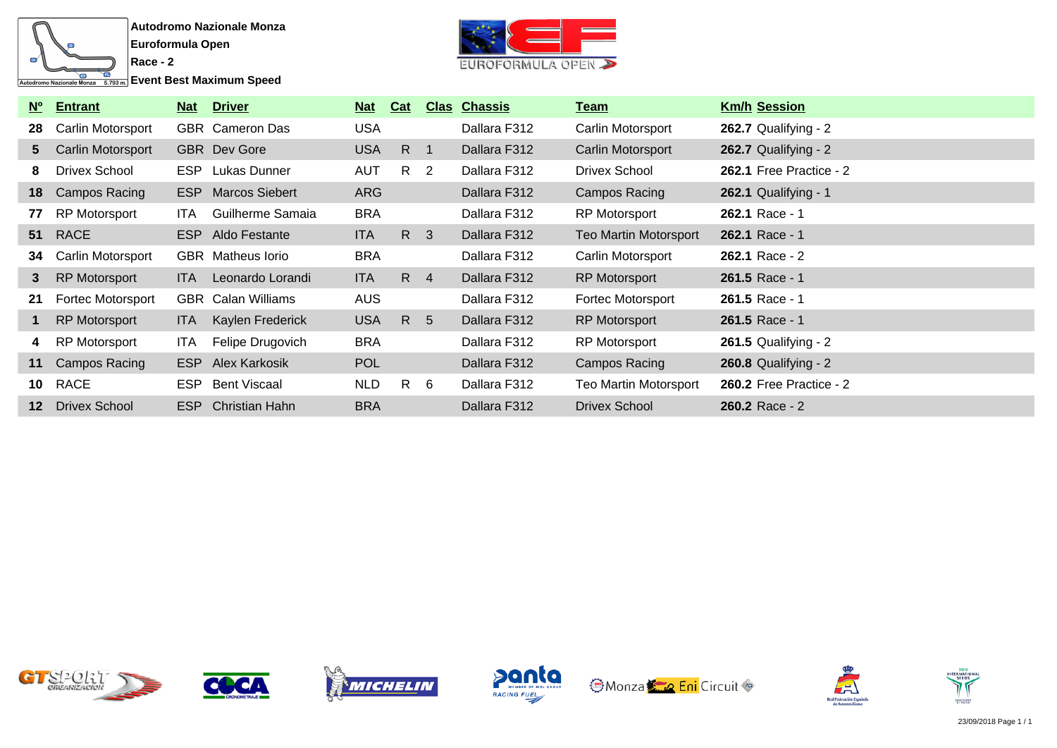**Autodromo Nazionale Monza**
**Euroformula Open**
**Race - 2**
**Event Best Maximum Speed**

| Nº | Entrant | Nat | Driver | Nat | Cat | Clas | Chassis | Team | Km/h | Session |
|---|---|---|---|---|---|---|---|---|---|---|
| 28 | Carlin Motorsport | GBR | Cameron Das | USA | | | Dallara F312 | Carlin Motorsport | **262.7** | Qualifying - 2 |
| 5 | Carlin Motorsport | GBR | Dev Gore | USA | R | 1 | Dallara F312 | Carlin Motorsport | **262.7** | Qualifying - 2 |
| 8 | Drivex School | ESP | Lukas Dunner | AUT | R | 2 | Dallara F312 | Drivex School | **262.1** | Free Practice - 2 |
| 18 | Campos Racing | ESP | Marcos Siebert | ARG | | | Dallara F312 | Campos Racing | **262.1** | Qualifying - 1 |
| 77 | RP Motorsport | ITA | Guilherme Samaia | BRA | | | Dallara F312 | RP Motorsport | **262.1** | Race - 1 |
| 51 | RACE | ESP | Aldo Festante | ITA | R | 3 | Dallara F312 | Teo Martin Motorsport | **262.1** | Race - 1 |
| 34 | Carlin Motorsport | GBR | Matheus Iorio | BRA | | | Dallara F312 | Carlin Motorsport | **262.1** | Race - 2 |
| 3 | RP Motorsport | ITA | Leonardo Lorandi | ITA | R | 4 | Dallara F312 | RP Motorsport | **261.5** | Race - 1 |
| 21 | Fortec Motorsport | GBR | Calan Williams | AUS | | | Dallara F312 | Fortec Motorsport | **261.5** | Race - 1 |
| 1 | RP Motorsport | ITA | Kaylen Frederick | USA | R | 5 | Dallara F312 | RP Motorsport | **261.5** | Race - 1 |
| 4 | RP Motorsport | ITA | Felipe Drugovich | BRA | | | Dallara F312 | RP Motorsport | **261.5** | Qualifying - 2 |
| 11 | Campos Racing | ESP | Alex Karkosik | POL | | | Dallara F312 | Campos Racing | **260.8** | Qualifying - 2 |
| 10 | RACE | ESP | Bent Viscaal | NLD | R | 6 | Dallara F312 | Teo Martin Motorsport | **260.2** | Free Practice - 2 |
| 12 | Drivex School | ESP | Christian Hahn | BRA | | | Dallara F312 | Drivex School | **260.2** | Race - 2 |

23/09/2018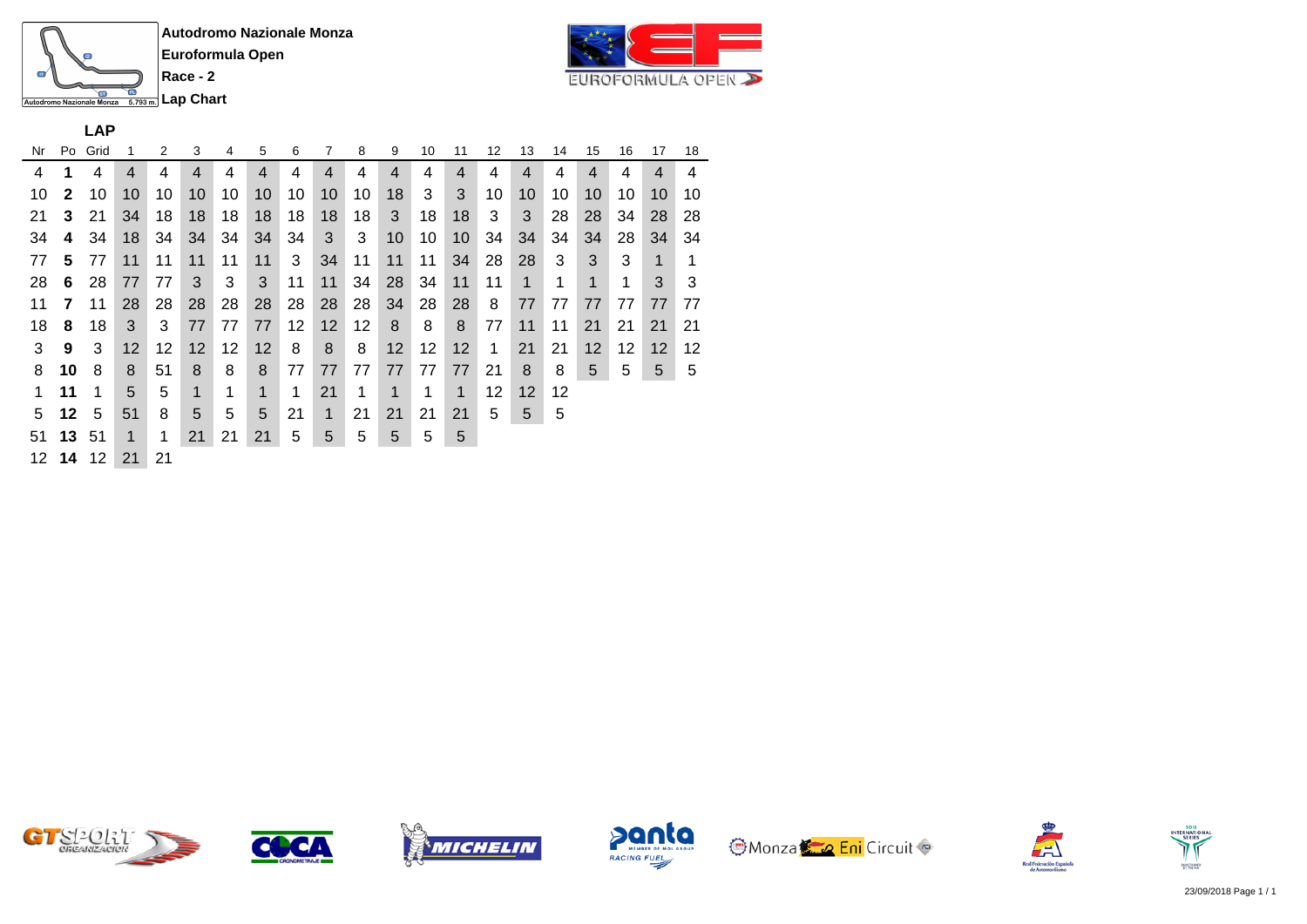**Autodromo Nazionale Monza**

**Euroformula Open**

**Race - 2**

**Lap Chart**

| Nr | Po | Grid | 1 | 2 | 3 | 4 | 5 | 6 | 7 | 8 | 9 | 10 | 11 | 12 | 13 | 14 | 15 | 16 | 17 | 18 |
|---|---|---|---|---|---|---|---|---|---|---|---|---|---|---|---|---|---|---|---|---|
| 4 | **1** | 4 | 4 | 4 | 4 | 4 | 4 | 4 | 4 | 4 | 4 | 4 | 4 | 4 | 4 | 4 | 4 | 4 | 4 | 4 |
| 10 | **2** | 10 | 10 | 10 | 10 | 10 | 10 | 10 | 10 | 10 | 18 | 3 | 3 | 10 | 10 | 10 | 10 | 10 | 10 | 10 |
| 21 | **3** | 21 | 34 | 18 | 18 | 18 | 18 | 18 | 18 | 18 | 3 | 18 | 18 | 3 | 3 | 28 | 28 | 34 | 28 | 28 |
| 34 | **4** | 34 | 18 | 34 | 34 | 34 | 34 | 34 | 3 | 3 | 10 | 10 | 10 | 34 | 34 | 34 | 34 | 28 | 34 | 34 |
| 77 | **5** | 77 | 11 | 11 | 11 | 11 | 11 | 3 | 34 | 11 | 11 | 11 | 34 | 28 | 28 | 3 | 3 | 3 | 1 | 1 |
| 28 | **6** | 28 | 77 | 77 | 3 | 3 | 3 | 11 | 11 | 34 | 28 | 34 | 11 | 11 | 1 | 1 | 1 | 1 | 3 | 3 |
| 11 | **7** | 11 | 28 | 28 | 28 | 28 | 28 | 28 | 28 | 28 | 34 | 28 | 28 | 8 | 77 | 77 | 77 | 77 | 77 | 77 |
| 18 | **8** | 18 | 3 | 3 | 77 | 77 | 77 | 12 | 12 | 12 | 8 | 8 | 8 | 77 | 11 | 11 | 21 | 21 | 21 | 21 |
| 3 | **9** | 3 | 12 | 12 | 12 | 12 | 12 | 8 | 8 | 8 | 12 | 12 | 12 | 1 | 21 | 21 | 12 | 12 | 12 | 12 |
| 8 | **10** | 8 | 8 | 51 | 8 | 8 | 8 | 77 | 77 | 77 | 77 | 77 | 77 | 21 | 8 | 8 | 5 | 5 | 5 | 5 |
| 1 | **11** | 1 | 5 | 5 | 1 | 1 | 1 | 1 | 21 | 1 | 1 | 1 | 1 | 12 | 12 | 12 | | | | |
| 5 | **12** | 5 | 51 | 8 | 5 | 5 | 5 | 21 | 1 | 21 | 21 | 21 | 21 | 5 | 5 | 5 | | | | |
| 51 | **13** | 51 | 1 | 1 | 21 | 21 | 21 | 5 | 5 | 5 | 5 | 5 | 5 | | | | | | | |
| 12 | **14** | 12 | 21 | 21 | | | | | | | | | | | | | | | | |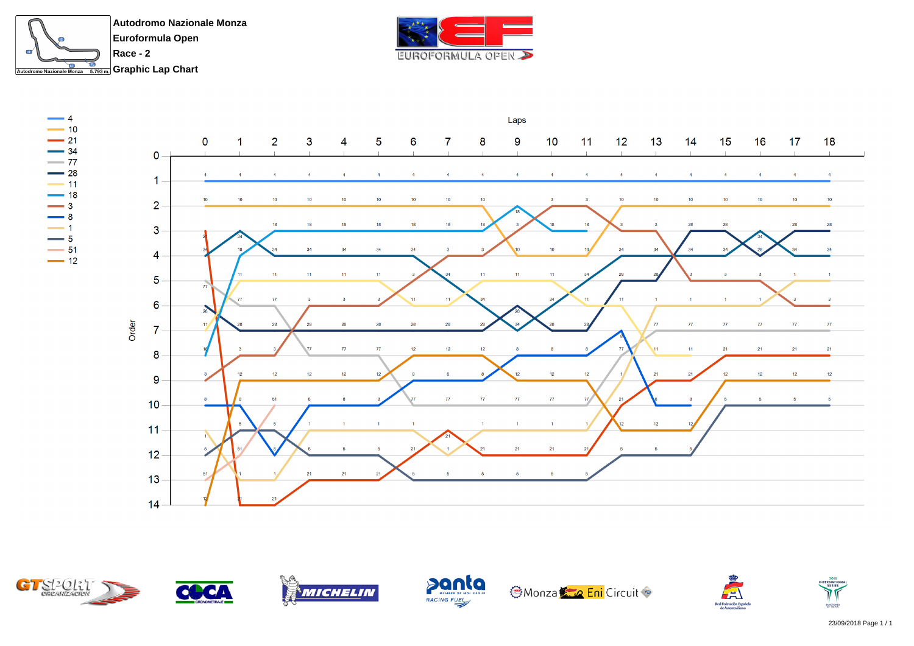Autodromo Nazionale Monza
Euroformula Open
Race - 2
Graphic Lap Chart

Autodromo Nazionale Monza 5.793 m.

EUROFORMULA OPEN

Legend: 4, 10, 21, 34, 77, 28, 11, 18, 3, 8, 1, 5, 51, 12

Laps

Order

| Order | 0 | 1 | 2 | 3 | 4 | 5 | 6 | 7 | 8 | 9 | 10 | 11 | 12 | 13 | 14 | 15 | 16 | 17 | 18 |
|---|---|---|---|---|---|---|---|---|---|---|---|---|---|---|---|---|---|---|---|
| 1 | 4 | 4 | 4 | 4 | 4 | 4 | 4 | 4 | 4 | 4 | 4 | 4 | 4 | 4 | 4 | 4 | 4 | 4 | 4 |
| 2 | 10 | 10 | 10 | 10 | 10 | 10 | 10 | 10 | 10 | 18 | 3 | 3 | 10 | 10 | 10 | 10 | 10 | 10 | 10 |
| 3 | 21 | 34 | 18 | 18 | 18 | 18 | 18 | 18 | 18 | 3 | 18 | 18 | 3 | 3 | 28 | 28 | 34 | 28 | 28 |
| 4 | 34 | 18 | 34 | 34 | 34 | 34 | 34 | 3 | 3 | 10 | 10 | 10 | 34 | 34 | 34 | 34 | 28 | 34 | 34 |
| 5 | 77 | 11 | 11 | 11 | 11 | 11 | 3 | 34 | 11 | 11 | 11 | 34 | 28 | 28 | 3 | 3 | 3 | 1 | 1 |
| 6 | 28 | 77 | 77 | 3 | 3 | 3 | 11 | 11 | 34 | 28 | 34 | 11 | 11 | 1 | 1 | 1 | 1 | 3 | 3 |
| 7 | 11 | 28 | 28 | 28 | 28 | 28 | 28 | 28 | 28 | 34 | 28 | 28 | 8 | 77 | 77 | 77 | 77 | 77 | 77 |
| 8 | 18 | 3 | 3 | 77 | 77 | 77 | 12 | 12 | 12 | 8 | 8 | 8 | 77 | 11 | 11 | 21 | 21 | 21 | 21 |
| 9 | 3 | 12 | 12 | 12 | 12 | 12 | 8 | 8 | 8 | 12 | 12 | 12 | 1 | 21 | 21 | 12 | 12 | 12 | 12 |
| 10 | 8 | 8 | 51 | 8 | 8 | 8 | 77 | 77 | 77 | 77 | 77 | 77 | 21 | 8 | 8 | 5 | 5 | 5 | 5 |
| 11 | 1 | 5 | 5 | 1 | 1 | 1 | 1 | 21 | 1 | 1 | 1 | 1 | 12 | 12 | 12 | | | | |
| 12 | 5 | 51 | 8 | 5 | 5 | 5 | 21 | 1 | 21 | 21 | 21 | 21 | 5 | 5 | 5 | | | | |
| 13 | 51 | 1 | 1 | 21 | 21 | 21 | 5 | 5 | 5 | 5 | 5 | 5 | | | | | | | |
| 14 | 12 | 21 | 21 | | | | | | | | | | | | | | | | |

GT SPORT ORGANIZACIÓN · COCA CRONOMETRAJE · MICHELIN · panta RACING FUEL · Monza Eni Circuit · Real Federación Española de Automovilismo · 2018 INTERNATIONAL SERIES

23/09/2018 Page 1 / 1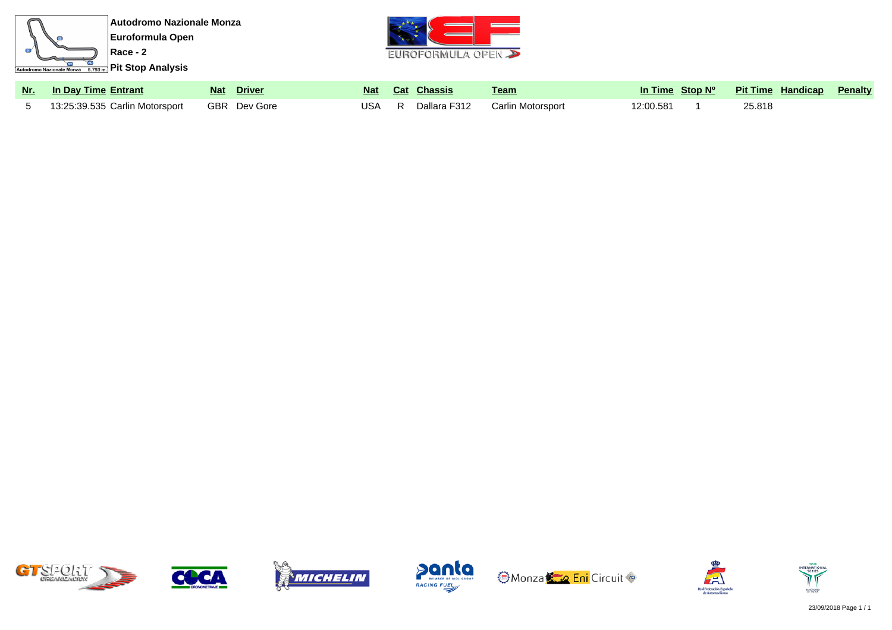**Autodromo Nazionale Monza**
**Euroformula Open**
**Race - 2**
**Pit Stop Analysis**

| Nr. | In Day Time | Entrant | Nat | Driver | Nat | Cat | Chassis | Team | In Time | Stop Nº | Pit Time | Handicap | Penalty |
|---|---|---|---|---|---|---|---|---|---|---|---|---|---|
| 5 | 13:25:39.535 | Carlin Motorsport | GBR | Dev Gore | USA | R | Dallara F312 | Carlin Motorsport | 12:00.581 | 1 | 25.818 | | |

23/09/2018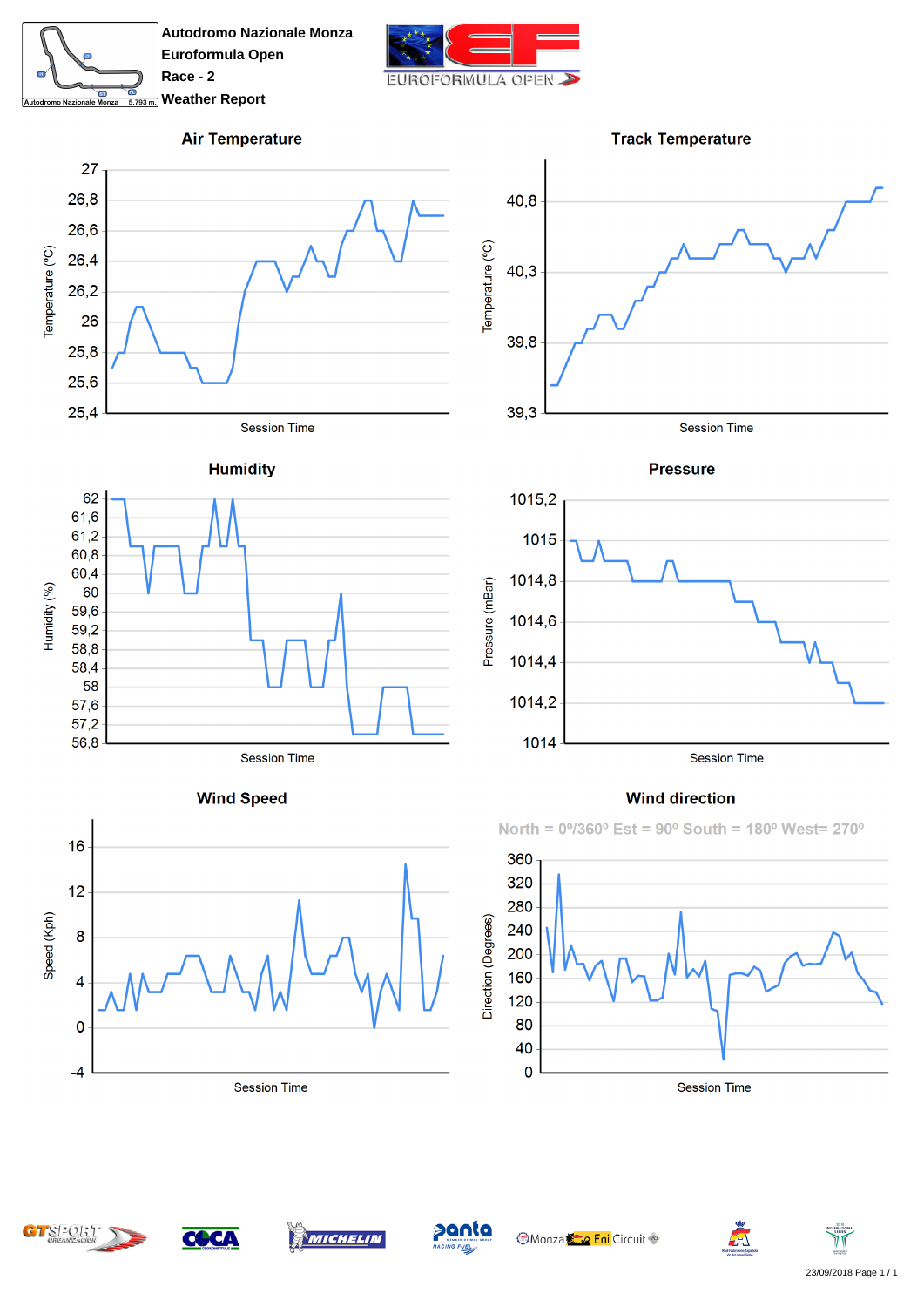Autodromo Nazionale Monza
Euroformula Open
Race - 2
Weather Report

Autodromo Nazionale Monza 5.793 m.

EUROFORMULA OPEN

## Air Temperature

Temperature (ºC)

27
26,8
26,6
26,4
26,2
26
25,8
25,6
25,4

Session Time

## Track Temperature

Temperature (ºC)

40,8
40,3
39,8
39,3

Session Time

## Humidity

Humidity (%)

62
61,6
61,2
60,8
60,4
60
59,6
59,2
58,8
58,4
58
57,6
57,2
56,8

Session Time

## Pressure

Pressure (mBar)

1015,2
1015
1014,8
1014,6
1014,4
1014,2
1014

Session Time

## Wind Speed

Speed (Kph)

16
12
8
4
0
-4

Session Time

## Wind direction

North = 0º/360º Est = 90º South = 180º West= 270º

Direction (Degrees)

360
320
280
240
200
160
120
80
40
0

Session Time

23/09/2018